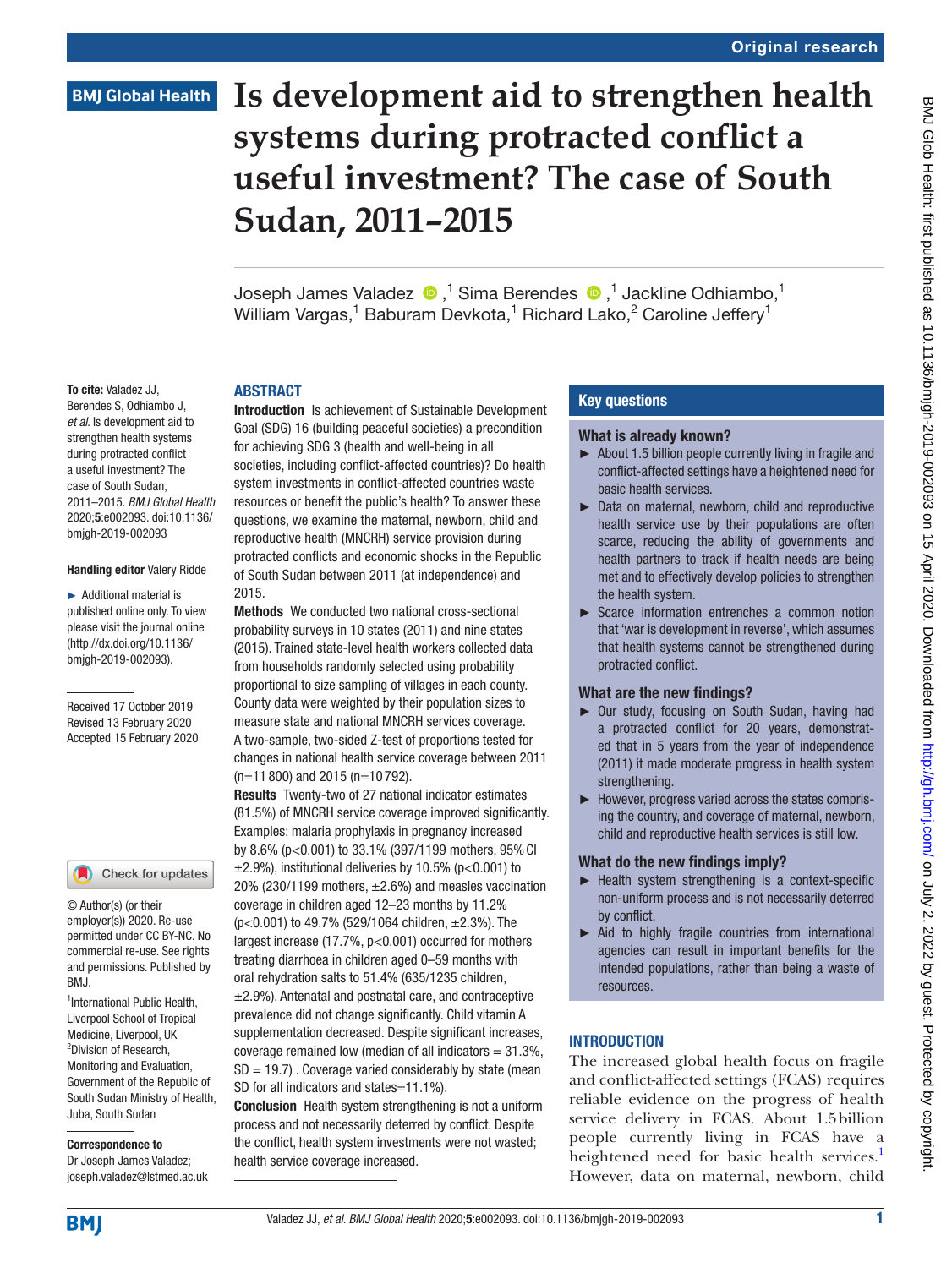Original research

BMJ Global Health

# Is development aid to strengthen health systems during protracted conflict a useful investment? The case of South Sudan, 2011–2015

Joseph James Valadez ,[1] Sima Berendes ,[1] Jackline Odhiambo,[1] William Vargas,[1] Baburam Devkota,[1] Richard Lako,[2] Caroline Jeffery[1]

**To cite:** Valadez JJ, Berendes S, Odhiambo J, *et al*. Is development aid to strengthen health systems during protracted conflict a useful investment? The case of South Sudan, 2011–2015. *BMJ Global Health* 2020;**5**:e002093. doi:10.1136/bmjgh-2019-002093

**Handling editor** Valery Ridde

► Additional material is published online only. To view please visit the journal online (http://dx.doi.org/10.1136/bmjgh-2019-002093).

Received 17 October 2019
Revised 13 February 2020
Accepted 15 February 2020

© Author(s) (or their employer(s)) 2020. Re-use permitted under CC BY-NC. No commercial re-use. See rights and permissions. Published by BMJ.

[1]International Public Health, Liverpool School of Tropical Medicine, Liverpool, UK
[2]Division of Research, Monitoring and Evaluation, Government of the Republic of South Sudan Ministry of Health, Juba, South Sudan

**Correspondence to**
Dr Joseph James Valadez; joseph.valadez@lstmed.ac.uk

## ABSTRACT

**Introduction** Is achievement of Sustainable Development Goal (SDG) 16 (building peaceful societies) a precondition for achieving SDG 3 (health and well-being in all societies, including conflict-affected countries)? Do health system investments in conflict-affected countries waste resources or benefit the public's health? To answer these questions, we examine the maternal, newborn, child and reproductive health (MNCRH) service provision during protracted conflicts and economic shocks in the Republic of South Sudan between 2011 (at independence) and 2015.

**Methods** We conducted two national cross-sectional probability surveys in 10 states (2011) and nine states (2015). Trained state-level health workers collected data from households randomly selected using probability proportional to size sampling of villages in each county. County data were weighted by their population sizes to measure state and national MNCRH services coverage. A two-sample, two-sided Z-test of proportions tested for changes in national health service coverage between 2011 (n=11 800) and 2015 (n=10 792).

**Results** Twenty-two of 27 national indicator estimates (81.5%) of MNCRH service coverage improved significantly. Examples: malaria prophylaxis in pregnancy increased by 8.6% ($p<0.001$) to 33.1% (397/1199 mothers, 95% CI ±2.9%), institutional deliveries by 10.5% ($p<0.001$) to 20% (230/1199 mothers, ±2.6%) and measles vaccination coverage in children aged 12–23 months by 11.2% ($p<0.001$) to 49.7% (529/1064 children, ±2.3%). The largest increase (17.7%, $p<0.001$) occurred for mothers treating diarrhoea in children aged 0–59 months with oral rehydration salts to 51.4% (635/1235 children, ±2.9%). Antenatal and postnatal care, and contraceptive prevalence did not change significantly. Child vitamin A supplementation decreased. Despite significant increases, coverage remained low (median of all indicators = 31.3%, SD = 19.7) . Coverage varied considerably by state (mean SD for all indicators and states=11.1%).

**Conclusion** Health system strengthening is not a uniform process and not necessarily deterred by conflict. Despite the conflict, health system investments were not wasted; health service coverage increased.

## Key questions

### What is already known?

► About 1.5 billion people currently living in fragile and conflict-affected settings have a heightened need for basic health services.

► Data on maternal, newborn, child and reproductive health service use by their populations are often scarce, reducing the ability of governments and health partners to track if health needs are being met and to effectively develop policies to strengthen the health system.

► Scarce information entrenches a common notion that 'war is development in reverse', which assumes that health systems cannot be strengthened during protracted conflict.

### What are the new findings?

► Our study, focusing on South Sudan, having had a protracted conflict for 20 years, demonstrated that in 5 years from the year of independence (2011) it made moderate progress in health system strengthening.

► However, progress varied across the states comprising the country, and coverage of maternal, newborn, child and reproductive health services is still low.

### What do the new findings imply?

► Health system strengthening is a context-specific non-uniform process and is not necessarily deterred by conflict.

► Aid to highly fragile countries from international agencies can result in important benefits for the intended populations, rather than being a waste of resources.

## INTRODUCTION

The increased global health focus on fragile and conflict-affected settings (FCAS) requires reliable evidence on the progress of health service delivery in FCAS. About 1.5 billion people currently living in FCAS have a heightened need for basic health services.[1] However, data on maternal, newborn, child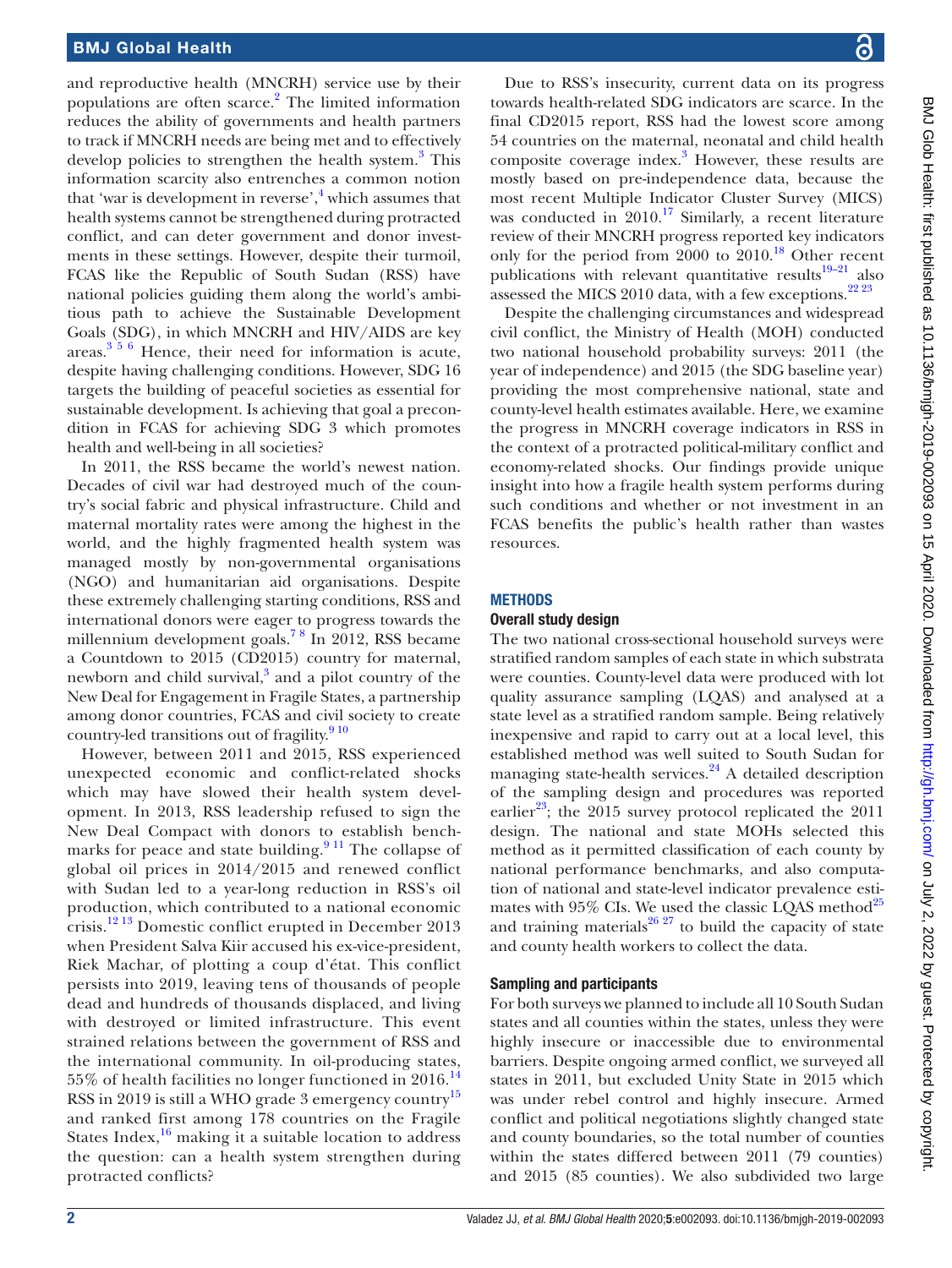and reproductive health (MNCRH) service use by their populations are often scarce.[2] The limited information reduces the ability of governments and health partners to track if MNCRH needs are being met and to effectively develop policies to strengthen the health system.[3] This information scarcity also entrenches a common notion that 'war is development in reverse',[4] which assumes that health systems cannot be strengthened during protracted conflict, and can deter government and donor investments in these settings. However, despite their turmoil, FCAS like the Republic of South Sudan (RSS) have national policies guiding them along the world's ambitious path to achieve the Sustainable Development Goals (SDG), in which MNCRH and HIV/AIDS are key areas.[3 5 6] Hence, their need for information is acute, despite having challenging conditions. However, SDG 16 targets the building of peaceful societies as essential for sustainable development. Is achieving that goal a precondition in FCAS for achieving SDG 3 which promotes health and well-being in all societies?

In 2011, the RSS became the world's newest nation. Decades of civil war had destroyed much of the country's social fabric and physical infrastructure. Child and maternal mortality rates were among the highest in the world, and the highly fragmented health system was managed mostly by non-governmental organisations (NGO) and humanitarian aid organisations. Despite these extremely challenging starting conditions, RSS and international donors were eager to progress towards the millennium development goals.[7 8] In 2012, RSS became a Countdown to 2015 (CD2015) country for maternal, newborn and child survival,[3] and a pilot country of the New Deal for Engagement in Fragile States, a partnership among donor countries, FCAS and civil society to create country-led transitions out of fragility.[9 10]

However, between 2011 and 2015, RSS experienced unexpected economic and conflict-related shocks which may have slowed their health system development. In 2013, RSS leadership refused to sign the New Deal Compact with donors to establish benchmarks for peace and state building.[9 11] The collapse of global oil prices in 2014/2015 and renewed conflict with Sudan led to a year-long reduction in RSS's oil production, which contributed to a national economic crisis.[12 13] Domestic conflict erupted in December 2013 when President Salva Kiir accused his ex-vice-president, Riek Machar, of plotting a coup d'état. This conflict persists into 2019, leaving tens of thousands of people dead and hundreds of thousands displaced, and living with destroyed or limited infrastructure. This event strained relations between the government of RSS and the international community. In oil-producing states, 55% of health facilities no longer functioned in 2016.[14] RSS in 2019 is still a WHO grade 3 emergency country[15] and ranked first among 178 countries on the Fragile States Index,[16] making it a suitable location to address the question: can a health system strengthen during protracted conflicts?

Due to RSS's insecurity, current data on its progress towards health-related SDG indicators are scarce. In the final CD2015 report, RSS had the lowest score among 54 countries on the maternal, neonatal and child health composite coverage index.[3] However, these results are mostly based on pre-independence data, because the most recent Multiple Indicator Cluster Survey (MICS) was conducted in 2010.[17] Similarly, a recent literature review of their MNCRH progress reported key indicators only for the period from 2000 to 2010.[18] Other recent publications with relevant quantitative results[19–21] also assessed the MICS 2010 data, with a few exceptions.[22 23]

Despite the challenging circumstances and widespread civil conflict, the Ministry of Health (MOH) conducted two national household probability surveys: 2011 (the year of independence) and 2015 (the SDG baseline year) providing the most comprehensive national, state and county-level health estimates available. Here, we examine the progress in MNCRH coverage indicators in RSS in the context of a protracted political-military conflict and economy-related shocks. Our findings provide unique insight into how a fragile health system performs during such conditions and whether or not investment in an FCAS benefits the public's health rather than wastes resources.

## METHODS

### Overall study design

The two national cross-sectional household surveys were stratified random samples of each state in which substrata were counties. County-level data were produced with lot quality assurance sampling (LQAS) and analysed at a state level as a stratified random sample. Being relatively inexpensive and rapid to carry out at a local level, this established method was well suited to South Sudan for managing state-health services.[24] A detailed description of the sampling design and procedures was reported earlier[23]; the 2015 survey protocol replicated the 2011 design. The national and state MOHs selected this method as it permitted classification of each county by national performance benchmarks, and also computation of national and state-level indicator prevalence estimates with 95% CIs. We used the classic LQAS method[25] and training materials[26 27] to build the capacity of state and county health workers to collect the data.

### Sampling and participants

For both surveys we planned to include all 10 South Sudan states and all counties within the states, unless they were highly insecure or inaccessible due to environmental barriers. Despite ongoing armed conflict, we surveyed all states in 2011, but excluded Unity State in 2015 which was under rebel control and highly insecure. Armed conflict and political negotiations slightly changed state and county boundaries, so the total number of counties within the states differed between 2011 (79 counties) and 2015 (85 counties). We also subdivided two large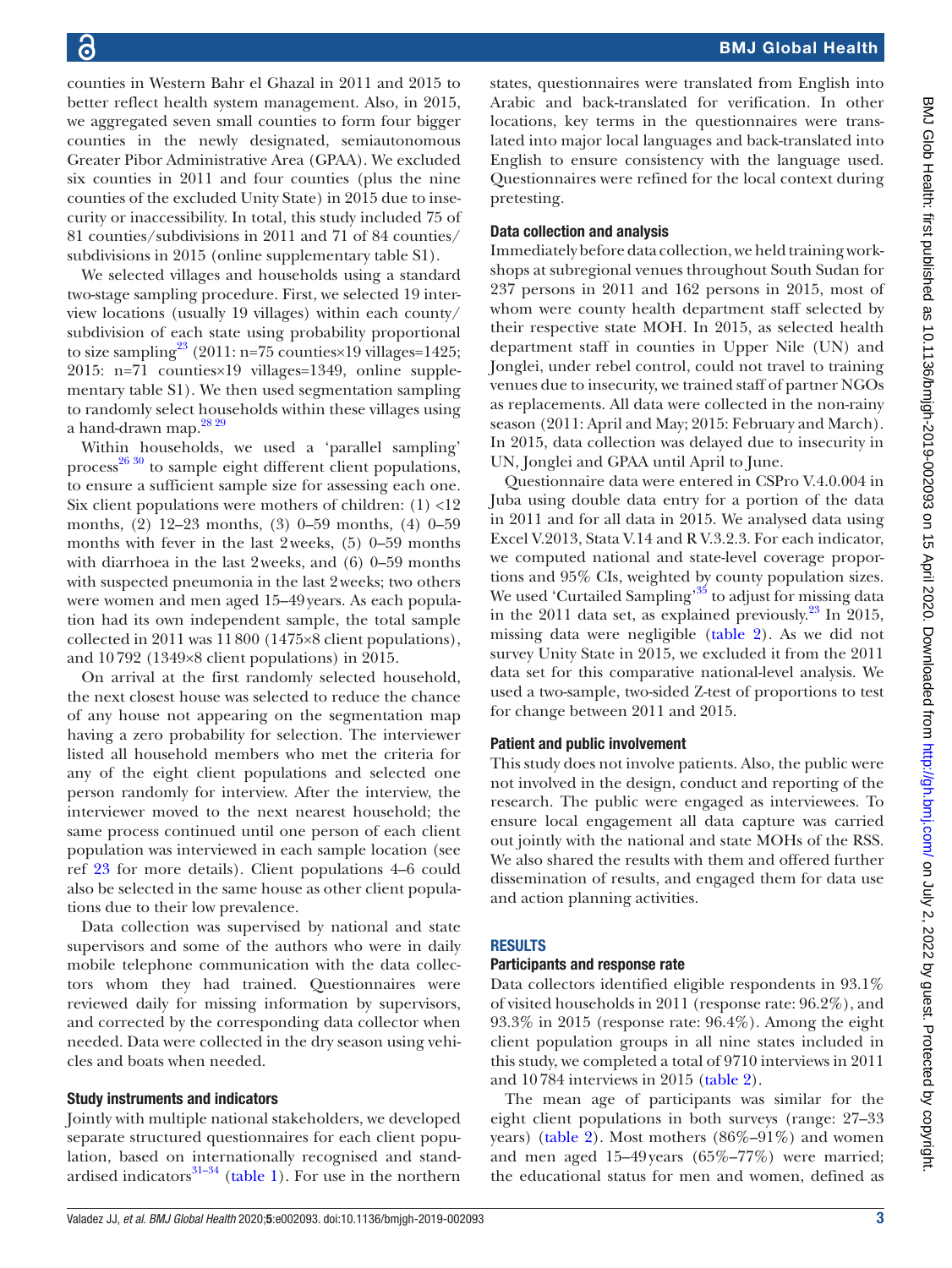counties in Western Bahr el Ghazal in 2011 and 2015 to better reflect health system management. Also, in 2015, we aggregated seven small counties to form four bigger counties in the newly designated, semiautonomous Greater Pibor Administrative Area (GPAA). We excluded six counties in 2011 and four counties (plus the nine counties of the excluded Unity State) in 2015 due to insecurity or inaccessibility. In total, this study included 75 of 81 counties/subdivisions in 2011 and 71 of 84 counties/subdivisions in 2015 (online supplementary table S1).

We selected villages and households using a standard two-stage sampling procedure. First, we selected 19 interview locations (usually 19 villages) within each county/subdivision of each state using probability proportional to size sampling[23] (2011: n=75 counties×19 villages=1425; 2015: n=71 counties×19 villages=1349, online supplementary table S1). We then used segmentation sampling to randomly select households within these villages using a hand-drawn map.[28 29]

Within households, we used a 'parallel sampling' process[26 30] to sample eight different client populations, to ensure a sufficient sample size for assessing each one. Six client populations were mothers of children: (1) <12 months, (2) 12–23 months, (3) 0–59 months, (4) 0–59 months with fever in the last 2 weeks, (5) 0–59 months with diarrhoea in the last 2 weeks, and (6) 0–59 months with suspected pneumonia in the last 2 weeks; two others were women and men aged 15–49 years. As each population had its own independent sample, the total sample collected in 2011 was 11 800 (1475×8 client populations), and 10 792 (1349×8 client populations) in 2015.

On arrival at the first randomly selected household, the next closest house was selected to reduce the chance of any house not appearing on the segmentation map having a zero probability for selection. The interviewer listed all household members who met the criteria for any of the eight client populations and selected one person randomly for interview. After the interview, the interviewer moved to the next nearest household; the same process continued until one person of each client population was interviewed in each sample location (see ref 23 for more details). Client populations 4–6 could also be selected in the same house as other client populations due to their low prevalence.

Data collection was supervised by national and state supervisors and some of the authors who were in daily mobile telephone communication with the data collectors whom they had trained. Questionnaires were reviewed daily for missing information by supervisors, and corrected by the corresponding data collector when needed. Data were collected in the dry season using vehicles and boats when needed.

### Study instruments and indicators

Jointly with multiple national stakeholders, we developed separate structured questionnaires for each client population, based on internationally recognised and standardised indicators[31–34] (table 1). For use in the northern states, questionnaires were translated from English into Arabic and back-translated for verification. In other locations, key terms in the questionnaires were translated into major local languages and back-translated into English to ensure consistency with the language used. Questionnaires were refined for the local context during pretesting.

### Data collection and analysis

Immediately before data collection, we held training workshops at subregional venues throughout South Sudan for 237 persons in 2011 and 162 persons in 2015, most of whom were county health department staff selected by their respective state MOH. In 2015, as selected health department staff in counties in Upper Nile (UN) and Jonglei, under rebel control, could not travel to training venues due to insecurity, we trained staff of partner NGOs as replacements. All data were collected in the non-rainy season (2011: April and May; 2015: February and March). In 2015, data collection was delayed due to insecurity in UN, Jonglei and GPAA until April to June.

Questionnaire data were entered in CSPro V.4.0.004 in Juba using double data entry for a portion of the data in 2011 and for all data in 2015. We analysed data using Excel V.2013, Stata V.14 and R V.3.2.3. For each indicator, we computed national and state-level coverage proportions and 95% CIs, weighted by county population sizes. We used 'Curtailed Sampling'[35] to adjust for missing data in the 2011 data set, as explained previously.[23] In 2015, missing data were negligible (table 2). As we did not survey Unity State in 2015, we excluded it from the 2011 data set for this comparative national-level analysis. We used a two-sample, two-sided Z-test of proportions to test for change between 2011 and 2015.

### Patient and public involvement

This study does not involve patients. Also, the public were not involved in the design, conduct and reporting of the research. The public were engaged as interviewees. To ensure local engagement all data capture was carried out jointly with the national and state MOHs of the RSS. We also shared the results with them and offered further dissemination of results, and engaged them for data use and action planning activities.

## RESULTS

### Participants and response rate

Data collectors identified eligible respondents in 93.1% of visited households in 2011 (response rate: 96.2%), and 93.3% in 2015 (response rate: 96.4%). Among the eight client population groups in all nine states included in this study, we completed a total of 9710 interviews in 2011 and 10 784 interviews in 2015 (table 2).

The mean age of participants was similar for the eight client populations in both surveys (range: 27–33 years) (table 2). Most mothers (86%–91%) and women and men aged 15–49 years (65%–77%) were married; the educational status for men and women, defined as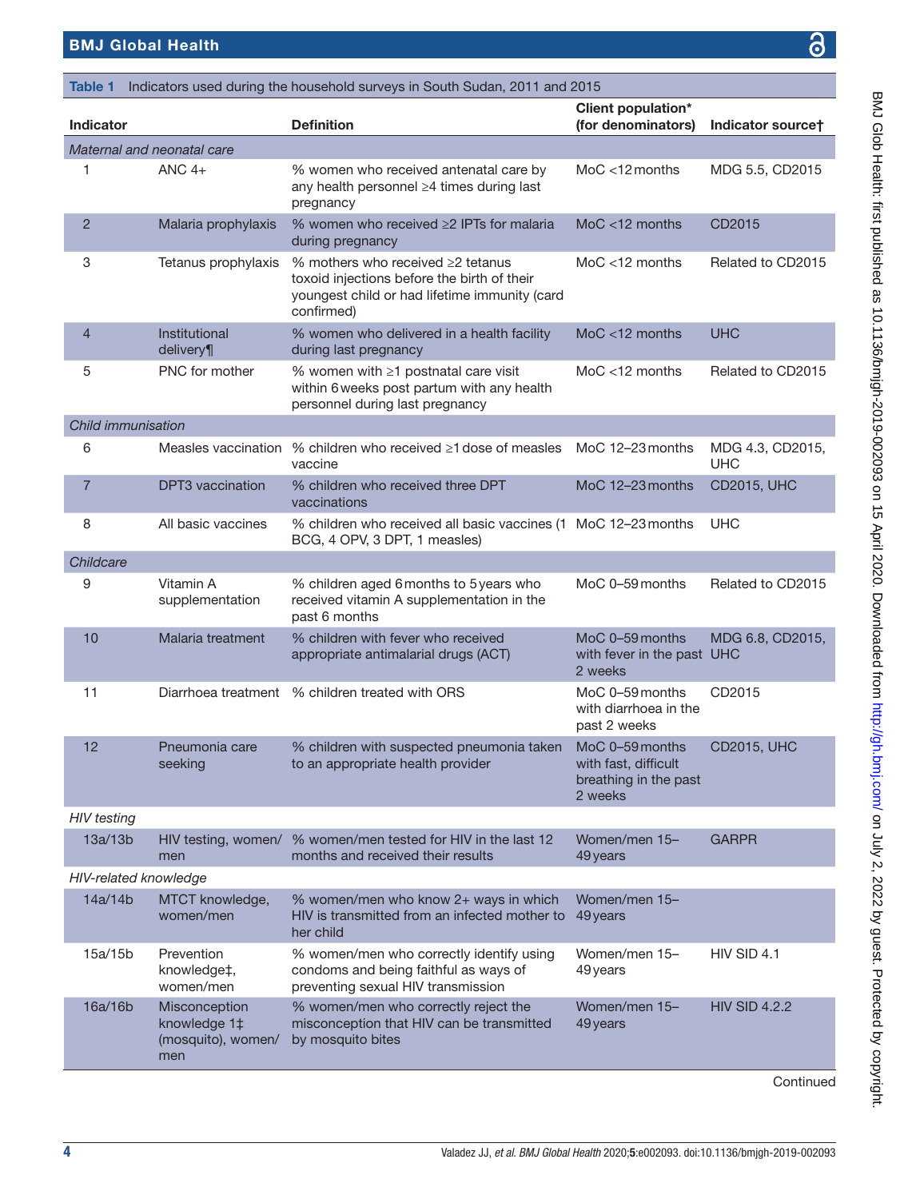**Table 1** Indicators used during the household surveys in South Sudan, 2011 and 2015

| | Indicator | Definition | Client population* (for denominators) | Indicator source† |
|---|---|---|---|---|
| *Maternal and neonatal care* | | | | |
| 1 | ANC 4+ | % women who received antenatal care by any health personnel ≥4 times during last pregnancy | MoC <12 months | MDG 5.5, CD2015 |
| 2 | Malaria prophylaxis | % women who received ≥2 IPTs for malaria during pregnancy | MoC <12 months | CD2015 |
| 3 | Tetanus prophylaxis | % mothers who received ≥2 tetanus toxoid injections before the birth of their youngest child or had lifetime immunity (card confirmed) | MoC <12 months | Related to CD2015 |
| 4 | Institutional delivery¶ | % women who delivered in a health facility during last pregnancy | MoC <12 months | UHC |
| 5 | PNC for mother | % women with ≥1 postnatal care visit within 6 weeks post partum with any health personnel during last pregnancy | MoC <12 months | Related to CD2015 |
| *Child immunisation* | | | | |
| 6 | Measles vaccination | % children who received ≥1 dose of measles vaccine | MoC 12–23 months | MDG 4.3, CD2015, UHC |
| 7 | DPT3 vaccination | % children who received three DPT vaccinations | MoC 12–23 months | CD2015, UHC |
| 8 | All basic vaccines | % children who received all basic vaccines (1 BCG, 4 OPV, 3 DPT, 1 measles) | MoC 12–23 months | UHC |
| *Childcare* | | | | |
| 9 | Vitamin A supplementation | % children aged 6 months to 5 years who received vitamin A supplementation in the past 6 months | MoC 0–59 months | Related to CD2015 |
| 10 | Malaria treatment | % children with fever who received appropriate antimalarial drugs (ACT) | MoC 0–59 months with fever in the past 2 weeks | MDG 6.8, CD2015, UHC |
| 11 | Diarrhoea treatment | % children treated with ORS | MoC 0–59 months with diarrhoea in the past 2 weeks | CD2015 |
| 12 | Pneumonia care seeking | % children with suspected pneumonia taken to an appropriate health provider | MoC 0–59 months with fast, difficult breathing in the past 2 weeks | CD2015, UHC |
| *HIV testing* | | | | |
| 13a/13b | HIV testing, women/men | % women/men tested for HIV in the last 12 months and received their results | Women/men 15–49 years | GARPR |
| *HIV-related knowledge* | | | | |
| 14a/14b | MTCT knowledge, women/men | % women/men who know 2+ ways in which HIV is transmitted from an infected mother to her child | Women/men 15–49 years | |
| 15a/15b | Prevention knowledge‡, women/men | % women/men who correctly identify using condoms and being faithful as ways of preventing sexual HIV transmission | Women/men 15–49 years | HIV SID 4.1 |
| 16a/16b | Misconception knowledge 1‡ (mosquito), women/men | % women/men who correctly reject the misconception that HIV can be transmitted by mosquito bites | Women/men 15–49 years | HIV SID 4.2.2 |

Continued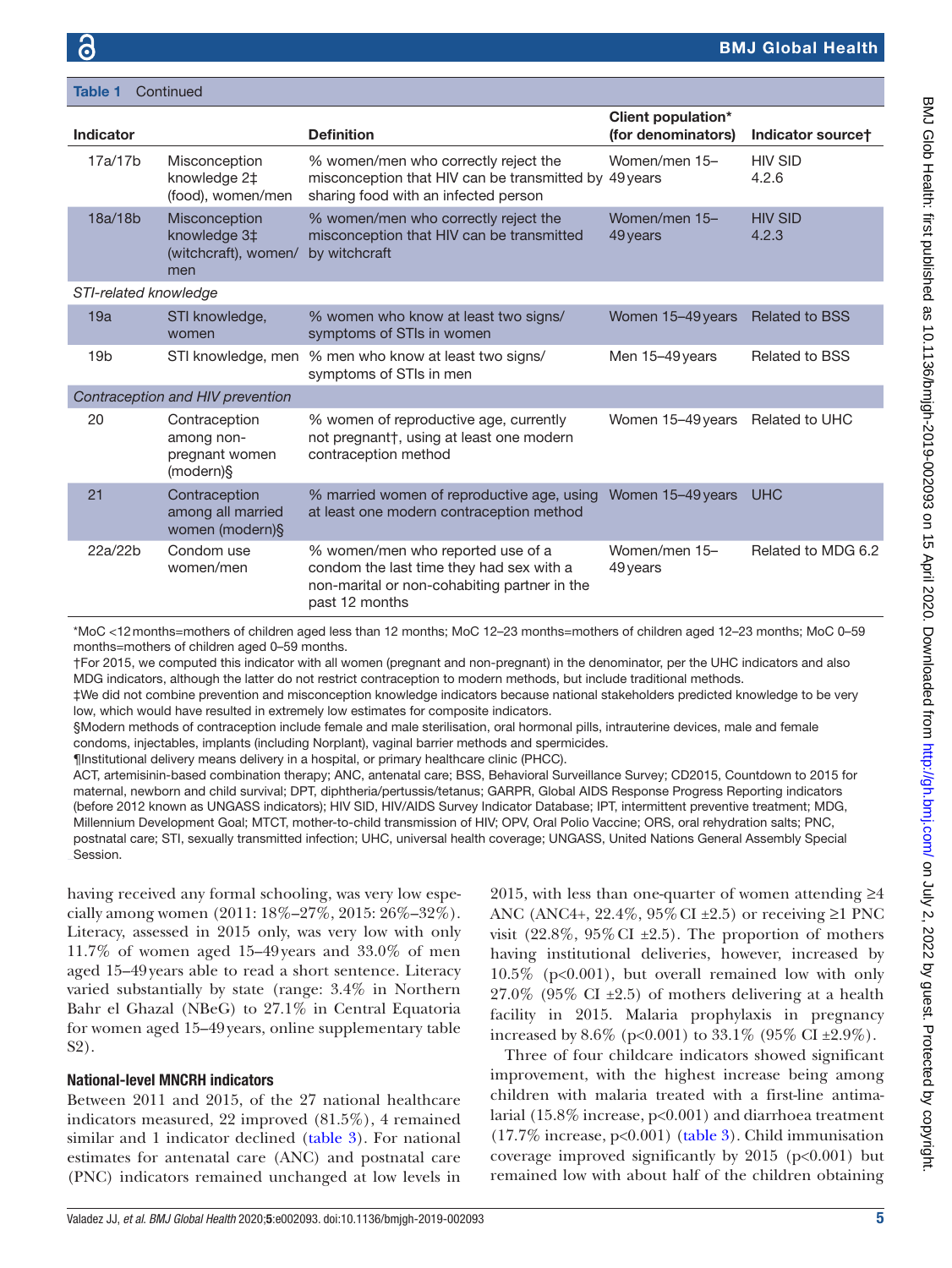**Table 1** Continued

| Indicator | | Definition | Client population* (for denominators) | Indicator source† |
|---|---|---|---|---|
| 17a/17b | Misconception knowledge 2‡ (food), women/men | % women/men who correctly reject the misconception that HIV can be transmitted by sharing food with an infected person | Women/men 15–49 years | HIV SID 4.2.6 |
| 18a/18b | Misconception knowledge 3‡ (witchcraft), women/men | % women/men who correctly reject the misconception that HIV can be transmitted by witchcraft | Women/men 15–49 years | HIV SID 4.2.3 |
| *STI-related knowledge* | | | | |
| 19a | STI knowledge, women | % women who know at least two signs/symptoms of STIs in women | Women 15–49 years | Related to BSS |
| 19b | STI knowledge, men | % men who know at least two signs/symptoms of STIs in men | Men 15–49 years | Related to BSS |
| *Contraception and HIV prevention* | | | | |
| 20 | Contraception among non-pregnant women (modern)§ | % women of reproductive age, currently not pregnant†, using at least one modern contraception method | Women 15–49 years | Related to UHC |
| 21 | Contraception among all married women (modern)§ | % married women of reproductive age, using at least one modern contraception method | Women 15–49 years | UHC |
| 22a/22b | Condom use women/men | % women/men who reported use of a condom the last time they had sex with a non-marital or non-cohabiting partner in the past 12 months | Women/men 15–49 years | Related to MDG 6.2 |

*MoC <12 months=mothers of children aged less than 12 months; MoC 12–23 months=mothers of children aged 12–23 months; MoC 0–59 months=mothers of children aged 0–59 months.
†For 2015, we computed this indicator with all women (pregnant and non-pregnant) in the denominator, per the UHC indicators and also MDG indicators, although the latter do not restrict contraception to modern methods, but include traditional methods.
‡We did not combine prevention and misconception knowledge indicators because national stakeholders predicted knowledge to be very low, which would have resulted in extremely low estimates for composite indicators.
§Modern methods of contraception include female and male sterilisation, oral hormonal pills, intrauterine devices, male and female condoms, injectables, implants (including Norplant), vaginal barrier methods and spermicides.
¶Institutional delivery means delivery in a hospital, or primary healthcare clinic (PHCC).
ACT, artemisinin-based combination therapy; ANC, antenatal care; BSS, Behavioral Surveillance Survey; CD2015, Countdown to 2015 for maternal, newborn and child survival; DPT, diphtheria/pertussis/tetanus; GARPR, Global AIDS Response Progress Reporting indicators (before 2012 known as UNGASS indicators); HIV SID, HIV/AIDS Survey Indicator Database; IPT, intermittent preventive treatment; MDG, Millennium Development Goal; MTCT, mother-to-child transmission of HIV; OPV, Oral Polio Vaccine; ORS, oral rehydration salts; PNC, postnatal care; STI, sexually transmitted infection; UHC, universal health coverage; UNGASS, United Nations General Assembly Special Session.

having received any formal schooling, was very low especially among women (2011: 18%–27%, 2015: 26%–32%). Literacy, assessed in 2015 only, was very low with only 11.7% of women aged 15–49 years and 33.0% of men aged 15–49 years able to read a short sentence. Literacy varied substantially by state (range: 3.4% in Northern Bahr el Ghazal (NBeG) to 27.1% in Central Equatoria for women aged 15–49 years, online supplementary table S2).

### National-level MNCRH indicators

Between 2011 and 2015, of the 27 national healthcare indicators measured, 22 improved (81.5%), 4 remained similar and 1 indicator declined (table 3). For national estimates for antenatal care (ANC) and postnatal care (PNC) indicators remained unchanged at low levels in 2015, with less than one-quarter of women attending ≥4 ANC (ANC4+, 22.4%, 95% CI ±2.5) or receiving ≥1 PNC visit (22.8%, 95% CI ±2.5). The proportion of mothers having institutional deliveries, however, increased by 10.5% ($p<0.001$), but overall remained low with only 27.0% (95% CI ±2.5) of mothers delivering at a health facility in 2015. Malaria prophylaxis in pregnancy increased by 8.6% ($p<0.001$) to 33.1% (95% CI ±2.9%).

Three of four childcare indicators showed significant improvement, with the highest increase being among children with malaria treated with a first-line antimalarial (15.8% increase, $p<0.001$) and diarrhoea treatment (17.7% increase, $p<0.001$) (table 3). Child immunisation coverage improved significantly by 2015 ($p<0.001$) but remained low with about half of the children obtaining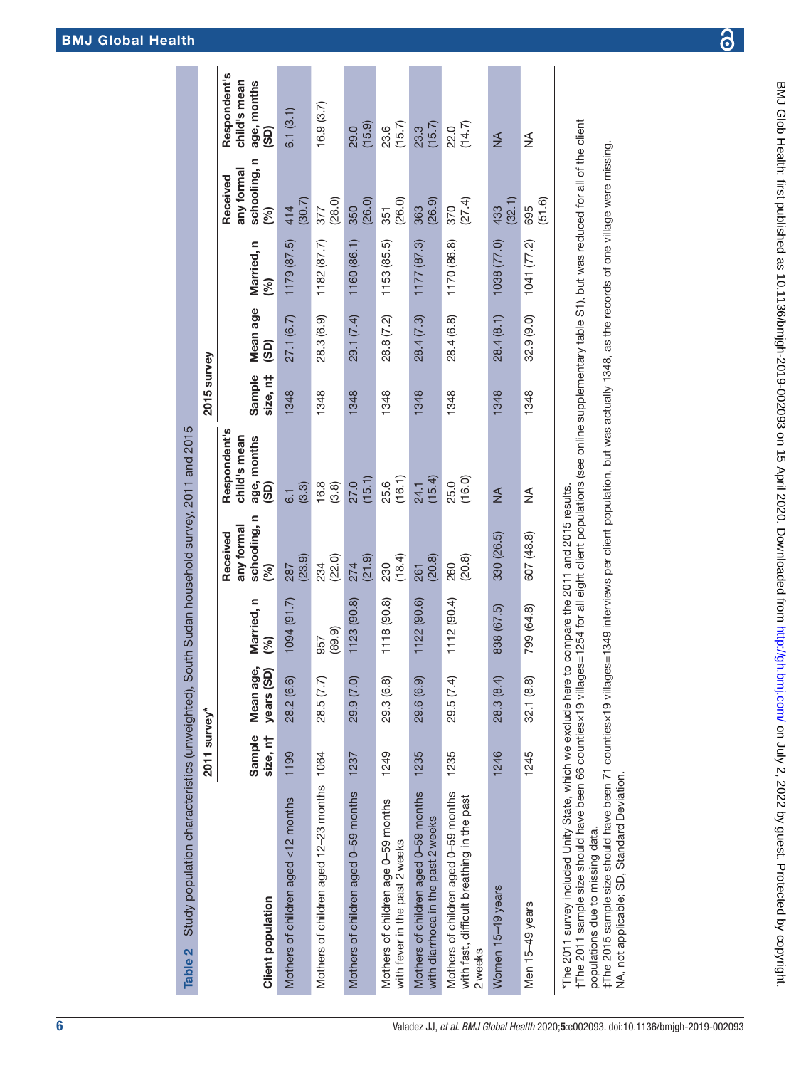**Table 2** Study population characteristics (unweighted), South Sudan household survey, 2011 and 2015

| Client population | 2011 survey* | | | | | 2015 survey | | | | |
|---|---|---|---|---|---|---|---|---|---|---|
| | Sample size, n† | Mean age, years (SD) | Married, n (%) | Received any formal schooling, n (%) | Respondent's child's mean age, months (SD) | Sample size, n‡ | Mean age (SD) | Married, n (%) | Received any formal schooling, n (%) | Respondent's child's mean age, months (SD) |
| Mothers of children aged <12 months | 1199 | 28.2 (6.6) | 1094 (91.7) | 287 (23.9) | 6.1 (3.3) | 1348 | 27.1 (6.7) | 1179 (87.5) | 414 (30.7) | 6.1 (3.1) |
| Mothers of children aged 12–23 months | 1064 | 28.5 (7.7) | 957 (89.9) | 234 (22.0) | 16.8 (3.8) | 1348 | 28.3 (6.9) | 1182 (87.7) | 377 (28.0) | 16.9 (3.7) |
| Mothers of children aged 0–59 months | 1237 | 29.9 (7.0) | 1123 (90.8) | 274 (21.9) | 27.0 (15.1) | 1348 | 29.1 (7.4) | 1160 (86.1) | 350 (26.0) | 29.0 (15.9) |
| Mothers of children age 0–59 months with fever in the past 2 weeks | 1249 | 29.3 (6.8) | 1118 (90.8) | 230 (18.4) | 25.6 (16.1) | 1348 | 28.8 (7.2) | 1153 (85.5) | 351 (26.0) | 23.6 (15.7) |
| Mothers of children aged 0–59 months with diarrhoea in the past 2 weeks | 1235 | 29.6 (6.9) | 1122 (90.6) | 261 (20.8) | 24.1 (15.4) | 1348 | 28.4 (7.3) | 1177 (87.3) | 363 (26.9) | 23.3 (15.7) |
| Mothers of children aged 0–59 months with fast, difficult breathing in the past 2 weeks | 1235 | 29.5 (7.4) | 1112 (90.4) | 260 (20.8) | 25.0 (16.0) | 1348 | 28.4 (6.8) | 1170 (86.8) | 370 (27.4) | 22.0 (14.7) |
| Women 15–49 years | 1246 | 28.3 (8.4) | 838 (67.5) | 330 (26.5) | NA | 1348 | 28.4 (8.1) | 1038 (77.0) | 433 (32.1) | NA |
| Men 15–49 years | 1245 | 32.1 (8.8) | 799 (64.8) | 607 (48.8) | NA | 1348 | 32.9 (9.0) | 1041 (77.2) | 695 (51.6) | NA |

*The 2011 survey included Unity State, which we exclude here to compare the 2011 and 2015 results.
†The 2011 sample size should have been 66 counties×19 villages=1254 for all eight client populations (see online supplementary table S1), but was reduced for all of the client populations due to missing data.
‡The 2015 sample size should have been 71 counties×19 villages=1349 interviews per client population, but was actually 1348, as the records of one village were missing.
NA, not applicable; SD, Standard Deviation.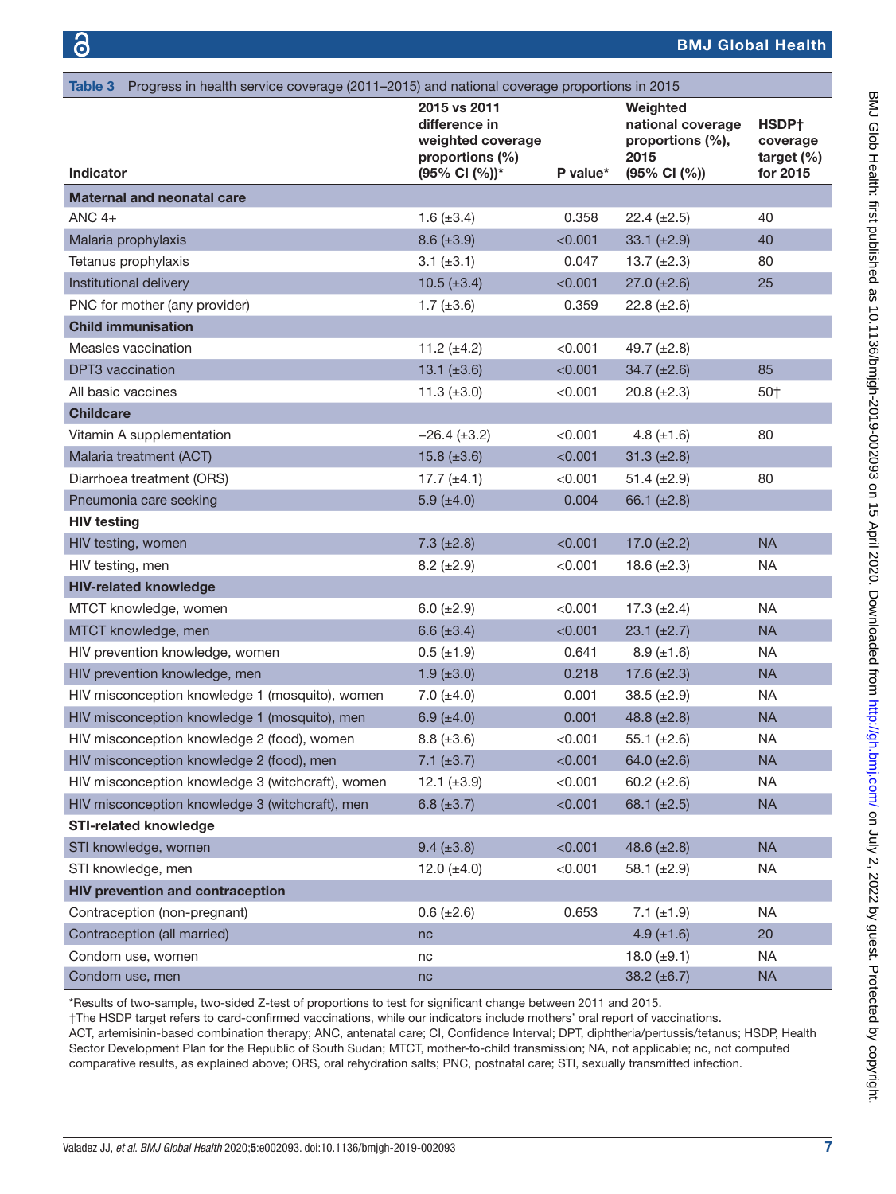**Table 3** Progress in health service coverage (2011–2015) and national coverage proportions in 2015

| Indicator | 2015 vs 2011 difference in weighted coverage proportions (%) (95% CI (%))* | P value* | Weighted national coverage proportions (%), 2015 (95% CI (%)) | HSDP† coverage target (%) for 2015 |
|---|---|---|---|---|
| **Maternal and neonatal care** | | | | |
| ANC 4+ | 1.6 (±3.4) | 0.358 | 22.4 (±2.5) | 40 |
| Malaria prophylaxis | 8.6 (±3.9) | <0.001 | 33.1 (±2.9) | 40 |
| Tetanus prophylaxis | 3.1 (±3.1) | 0.047 | 13.7 (±2.3) | 80 |
| Institutional delivery | 10.5 (±3.4) | <0.001 | 27.0 (±2.6) | 25 |
| PNC for mother (any provider) | 1.7 (±3.6) | 0.359 | 22.8 (±2.6) | |
| **Child immunisation** | | | | |
| Measles vaccination | 11.2 (±4.2) | <0.001 | 49.7 (±2.8) | |
| DPT3 vaccination | 13.1 (±3.6) | <0.001 | 34.7 (±2.6) | 85 |
| All basic vaccines | 11.3 (±3.0) | <0.001 | 20.8 (±2.3) | 50† |
| **Childcare** | | | | |
| Vitamin A supplementation | −26.4 (±3.2) | <0.001 | 4.8 (±1.6) | 80 |
| Malaria treatment (ACT) | 15.8 (±3.6) | <0.001 | 31.3 (±2.8) | |
| Diarrhoea treatment (ORS) | 17.7 (±4.1) | <0.001 | 51.4 (±2.9) | 80 |
| Pneumonia care seeking | 5.9 (±4.0) | 0.004 | 66.1 (±2.8) | |
| **HIV testing** | | | | |
| HIV testing, women | 7.3 (±2.8) | <0.001 | 17.0 (±2.2) | NA |
| HIV testing, men | 8.2 (±2.9) | <0.001 | 18.6 (±2.3) | NA |
| **HIV-related knowledge** | | | | |
| MTCT knowledge, women | 6.0 (±2.9) | <0.001 | 17.3 (±2.4) | NA |
| MTCT knowledge, men | 6.6 (±3.4) | <0.001 | 23.1 (±2.7) | NA |
| HIV prevention knowledge, women | 0.5 (±1.9) | 0.641 | 8.9 (±1.6) | NA |
| HIV prevention knowledge, men | 1.9 (±3.0) | 0.218 | 17.6 (±2.3) | NA |
| HIV misconception knowledge 1 (mosquito), women | 7.0 (±4.0) | 0.001 | 38.5 (±2.9) | NA |
| HIV misconception knowledge 1 (mosquito), men | 6.9 (±4.0) | 0.001 | 48.8 (±2.8) | NA |
| HIV misconception knowledge 2 (food), women | 8.8 (±3.6) | <0.001 | 55.1 (±2.6) | NA |
| HIV misconception knowledge 2 (food), men | 7.1 (±3.7) | <0.001 | 64.0 (±2.6) | NA |
| HIV misconception knowledge 3 (witchcraft), women | 12.1 (±3.9) | <0.001 | 60.2 (±2.6) | NA |
| HIV misconception knowledge 3 (witchcraft), men | 6.8 (±3.7) | <0.001 | 68.1 (±2.5) | NA |
| **STI-related knowledge** | | | | |
| STI knowledge, women | 9.4 (±3.8) | <0.001 | 48.6 (±2.8) | NA |
| STI knowledge, men | 12.0 (±4.0) | <0.001 | 58.1 (±2.9) | NA |
| **HIV prevention and contraception** | | | | |
| Contraception (non-pregnant) | 0.6 (±2.6) | 0.653 | 7.1 (±1.9) | NA |
| Contraception (all married) | nc | | 4.9 (±1.6) | 20 |
| Condom use, women | nc | | 18.0 (±9.1) | NA |
| Condom use, men | nc | | 38.2 (±6.7) | NA |

*Results of two-sample, two-sided Z-test of proportions to test for significant change between 2011 and 2015.
†The HSDP target refers to card-confirmed vaccinations, while our indicators include mothers' oral report of vaccinations.
ACT, artemisinin-based combination therapy; ANC, antenatal care; CI, Confidence Interval; DPT, diphtheria/pertussis/tetanus; HSDP, Health Sector Development Plan for the Republic of South Sudan; MTCT, mother-to-child transmission; NA, not applicable; nc, not computed comparative results, as explained above; ORS, oral rehydration salts; PNC, postnatal care; STI, sexually transmitted infection.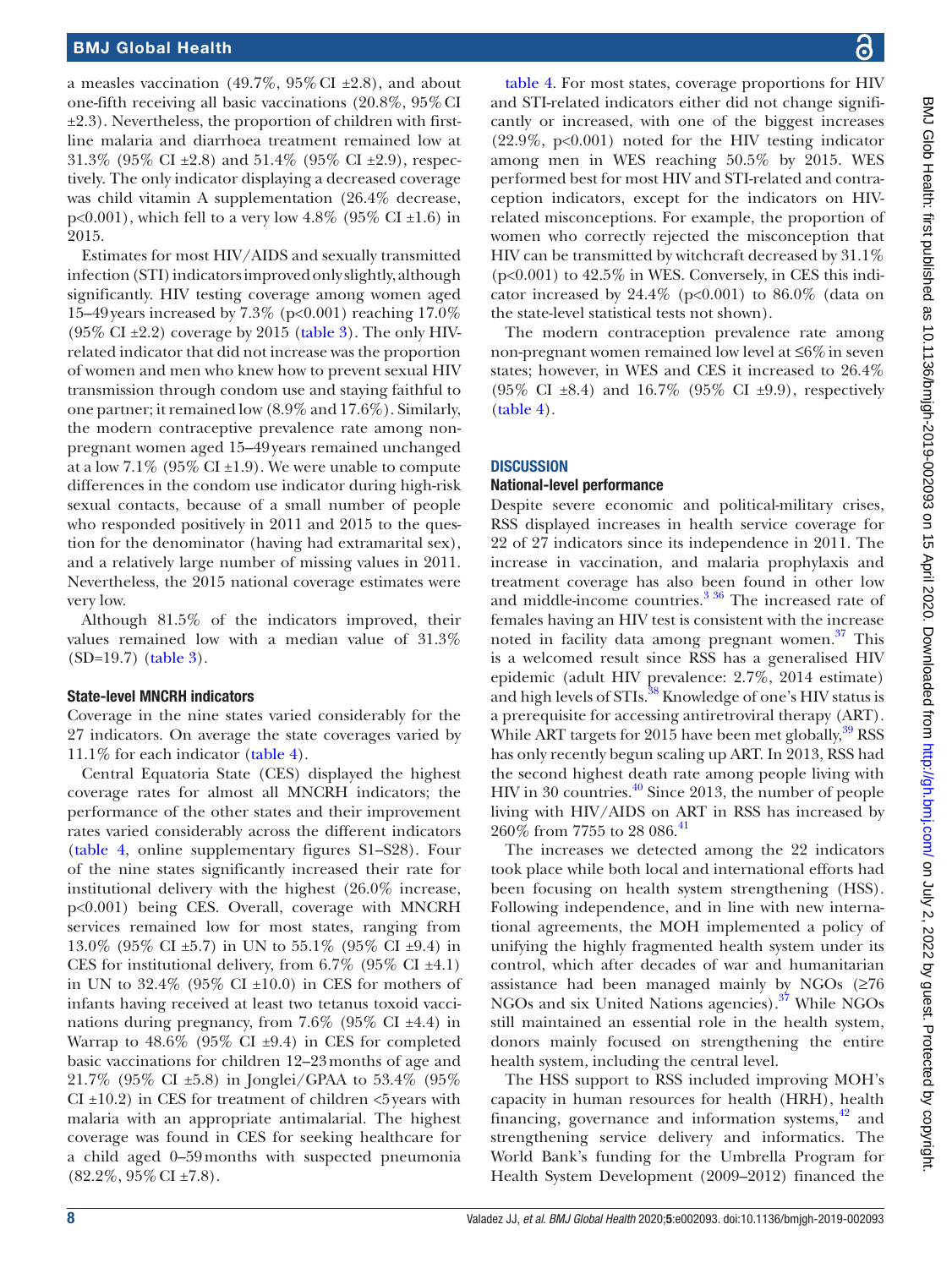a measles vaccination (49.7%, 95% CI ±2.8), and about one-fifth receiving all basic vaccinations (20.8%, 95% CI ±2.3). Nevertheless, the proportion of children with first-line malaria and diarrhoea treatment remained low at 31.3% (95% CI ±2.8) and 51.4% (95% CI ±2.9), respectively. The only indicator displaying a decreased coverage was child vitamin A supplementation (26.4% decrease, p<0.001), which fell to a very low 4.8% (95% CI ±1.6) in 2015.

Estimates for most HIV/AIDS and sexually transmitted infection (STI) indicators improved only slightly, although significantly. HIV testing coverage among women aged 15–49 years increased by 7.3% (p<0.001) reaching 17.0% (95% CI ±2.2) coverage by 2015 (table 3). The only HIV-related indicator that did not increase was the proportion of women and men who knew how to prevent sexual HIV transmission through condom use and staying faithful to one partner; it remained low (8.9% and 17.6%). Similarly, the modern contraceptive prevalence rate among non-pregnant women aged 15–49 years remained unchanged at a low 7.1% (95% CI ±1.9). We were unable to compute differences in the condom use indicator during high-risk sexual contacts, because of a small number of people who responded positively in 2011 and 2015 to the question for the denominator (having had extramarital sex), and a relatively large number of missing values in 2011. Nevertheless, the 2015 national coverage estimates were very low.

Although 81.5% of the indicators improved, their values remained low with a median value of 31.3% (SD=19.7) (table 3).

### State-level MNCRH indicators

Coverage in the nine states varied considerably for the 27 indicators. On average the state coverages varied by 11.1% for each indicator (table 4).

Central Equatoria State (CES) displayed the highest coverage rates for almost all MNCRH indicators; the performance of the other states and their improvement rates varied considerably across the different indicators (table 4, online supplementary figures S1–S28). Four of the nine states significantly increased their rate for institutional delivery with the highest (26.0% increase, p<0.001) being CES. Overall, coverage with MNCRH services remained low for most states, ranging from 13.0% (95% CI ±5.7) in UN to 55.1% (95% CI ±9.4) in CES for institutional delivery, from 6.7% (95% CI ±4.1) in UN to 32.4% (95% CI ±10.0) in CES for mothers of infants having received at least two tetanus toxoid vaccinations during pregnancy, from 7.6% (95% CI ±4.4) in Warrap to 48.6% (95% CI ±9.4) in CES for completed basic vaccinations for children 12–23 months of age and 21.7% (95% CI ±5.8) in Jonglei/GPAA to 53.4% (95% CI ±10.2) in CES for treatment of children <5 years with malaria with an appropriate antimalarial. The highest coverage was found in CES for seeking healthcare for a child aged 0–59 months with suspected pneumonia (82.2%, 95% CI ±7.8).

table 4. For most states, coverage proportions for HIV and STI-related indicators either did not change significantly or increased, with one of the biggest increases (22.9%, p<0.001) noted for the HIV testing indicator among men in WES reaching 50.5% by 2015. WES performed best for most HIV and STI-related and contraception indicators, except for the indicators on HIV-related misconceptions. For example, the proportion of women who correctly rejected the misconception that HIV can be transmitted by witchcraft decreased by 31.1% (p<0.001) to 42.5% in WES. Conversely, in CES this indicator increased by 24.4% (p<0.001) to 86.0% (data on the state-level statistical tests not shown).

The modern contraception prevalence rate among non-pregnant women remained low level at ≤6% in seven states; however, in WES and CES it increased to 26.4% (95% CI ±8.4) and 16.7% (95% CI ±9.9), respectively (table 4).

## DISCUSSION

### National-level performance

Despite severe economic and political-military crises, RSS displayed increases in health service coverage for 22 of 27 indicators since its independence in 2011. The increase in vaccination, and malaria prophylaxis and treatment coverage has also been found in other low and middle-income countries.[3 36] The increased rate of females having an HIV test is consistent with the increase noted in facility data among pregnant women.[37] This is a welcomed result since RSS has a generalised HIV epidemic (adult HIV prevalence: 2.7%, 2014 estimate) and high levels of STIs.[38] Knowledge of one's HIV status is a prerequisite for accessing antiretroviral therapy (ART). While ART targets for 2015 have been met globally,[39] RSS has only recently begun scaling up ART. In 2013, RSS had the second highest death rate among people living with HIV in 30 countries.[40] Since 2013, the number of people living with HIV/AIDS on ART in RSS has increased by 260% from 7755 to 28 086.[41]

The increases we detected among the 22 indicators took place while both local and international efforts had been focusing on health system strengthening (HSS). Following independence, and in line with new international agreements, the MOH implemented a policy of unifying the highly fragmented health system under its control, which after decades of war and humanitarian assistance had been managed mainly by NGOs (≥76 NGOs and six United Nations agencies).[37] While NGOs still maintained an essential role in the health system, donors mainly focused on strengthening the entire health system, including the central level.

The HSS support to RSS included improving MOH's capacity in human resources for health (HRH), health financing, governance and information systems,[42] and strengthening service delivery and informatics. The World Bank's funding for the Umbrella Program for Health System Development (2009–2012) financed the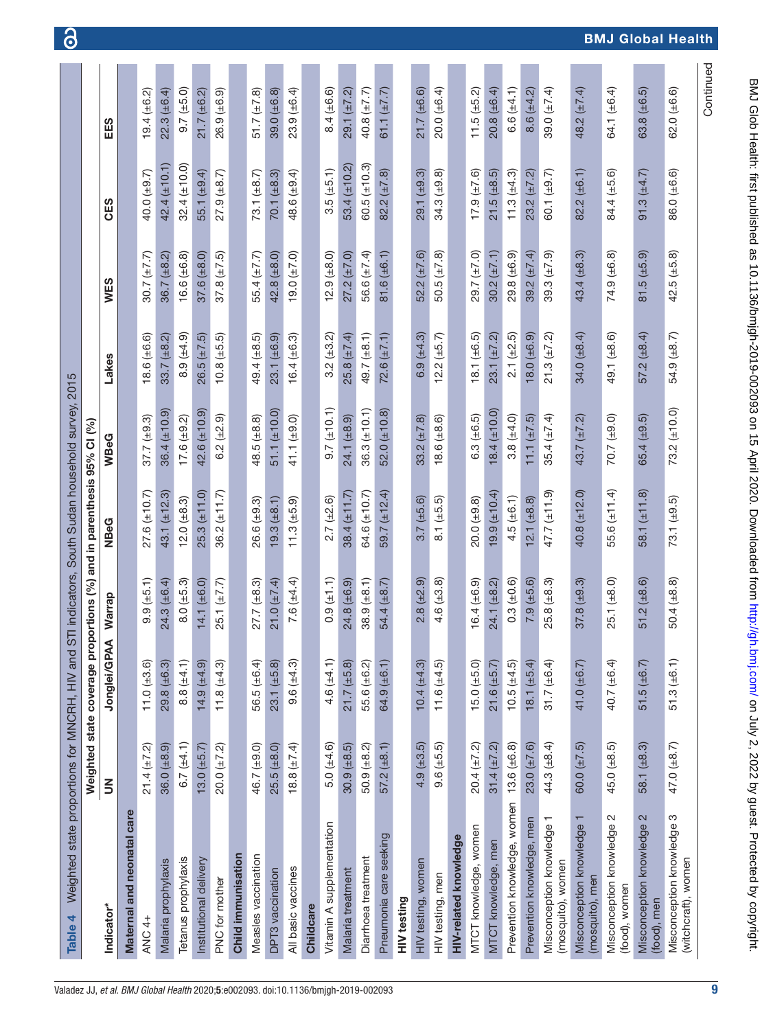**Table 4** Weighted state proportions for MNCRH, HIV and STI indicators, South Sudan household survey, 2015

| Indicator* | Weighted state coverage proportions (%) and in parenthesis 95% CI (%) | | | | | | | | |
|---|---|---|---|---|---|---|---|---|---|
| | UN | Jonglei/GPAA | Warrap | NBeG | WBeG | Lakes | WES | CES | EES |
| **Maternal and neonatal care** | | | | | | | | | |
| ANC 4+ | 21.4 (±7.2) | 11.0 (±3.6) | 9.9 (±5.1) | 27.6 (±10.7) | 37.7 (±9.3) | 18.6 (±6.6) | 30.7 (±7.7) | 40.0 (±9.7) | 19.4 (±6.2) |
| Malaria prophylaxis | 36.0 (±8.9) | 29.8 (±6.3) | 24.3 (±6.4) | 43.1 (±12.3) | 36.4 (±10.9) | 33.7 (±8.2) | 36.7 (±8.2) | 42.4 (±10.1) | 22.3 (±6.4) |
| Tetanus prophylaxis | 6.7 (±4.1) | 8.8 (±4.1) | 8.0 (±5.3) | 12.0 (±8.3) | 17.6 (±9.2) | 8.9 (±4.9) | 16.6 (±6.8) | 32.4 (±10.0) | 9.7 (±5.0) |
| Institutional delivery | 13.0 (±5.7) | 14.9 (±4.9) | 14.1 (±6.0) | 25.3 (±11.0) | 42.6 (±10.9) | 26.5 (±7.5) | 37.6 (±8.0) | 55.1 (±9.4) | 21.7 (±6.2) |
| PNC for mother | 20.0 (±7.2) | 11.8 (±4.3) | 25.1 (±7.7) | 36.2 (±11.7) | 6.2 (±2.9) | 10.8 (±5.5) | 37.8 (±7.5) | 27.9 (±8.7) | 26.9 (±6.9) |
| **Child immunisation** | | | | | | | | | |
| Measles vaccination | 46.7 (±9.0) | 56.5 (±6.4) | 27.7 (±8.3) | 26.6 (±9.3) | 48.5 (±8.8) | 49.4 (±8.5) | 55.4 (±7.7) | 73.1 (±8.7) | 51.7 (±7.8) |
| DPT3 vaccination | 25.5 (±8.0) | 23.1 (±5.8) | 21.0 (±7.4) | 19.3 (±8.1) | 51.1 (±10.0) | 23.1 (±6.9) | 42.8 (±8.0) | 70.1 (±8.3) | 39.0 (±6.8) |
| All basic vaccines | 18.8 (±7.4) | 9.6 (±4.3) | 7.6 (±4.4) | 11.3 (±5.9) | 41.1 (±9.0) | 16.4 (±6.3) | 19.0 (±7.0) | 48.6 (±9.4) | 23.9 (±6.4) |
| **Childcare** | | | | | | | | | |
| Vitamin A supplementation | 5.0 (±4.6) | 4.6 (±4.1) | 0.9 (±1.1) | 2.7 (±2.6) | 9.7 (±10.1) | 3.2 (±3.2) | 12.9 (±8.0) | 3.5 (±5.1) | 8.4 (±6.6) |
| Malaria treatment | 30.9 (±8.5) | 21.7 (±5.8) | 24.8 (±6.9) | 38.4 (±11.7) | 24.1 (±8.9) | 25.8 (±7.4) | 27.2 (±7.0) | 53.4 (±10.2) | 29.1 (±7.2) |
| Diarrhoea treatment | 50.9 (±8.2) | 55.6 (±6.2) | 38.9 (±8.1) | 64.6 (±10.7) | 36.3 (±10.1) | 49.7 (±8.1) | 56.6 (±7.4) | 60.5 (±10.3) | 40.8 (±7.7) |
| Pneumonia care seeking | 57.2 (±8.1) | 64.9 (±6.1) | 54.4 (±8.7) | 59.7 (±12.4) | 52.0 (±10.8) | 72.6 (±7.1) | 81.6 (±6.1) | 82.2 (±7.8) | 61.1 (±7.7) |
| **HIV testing** | | | | | | | | | |
| HIV testing, women | 4.9 (±3.5) | 10.4 (±4.3) | 2.8 (±2.9) | 3.7 (±5.6) | 33.2 (±7.8) | 6.9 (±4.3) | 52.2 (±7.6) | 29.1 (±9.3) | 21.7 (±6.6) |
| HIV testing, men | 9.6 (±5.5) | 11.6 (±4.5) | 4.6 (±3.8) | 8.1 (±5.5) | 18.6 (±8.6) | 12.2 (±5.7) | 50.5 (±7.8) | 34.3 (±9.8) | 20.0 (±6.4) |
| **HIV-related knowledge** | | | | | | | | | |
| MTCT knowledge, women | 20.4 (±7.2) | 15.0 (±5.0) | 16.4 (±6.9) | 20.0 (±9.8) | 6.3 (±6.5) | 18.1 (±6.5) | 29.7 (±7.0) | 17.9 (±7.6) | 11.5 (±5.2) |
| MTCT knowledge, men | 31.4 (±7.2) | 21.6 (±5.7) | 24.1 (±8.2) | 19.9 (±10.4) | 18.4 (±10.0) | 23.1 (±7.2) | 30.2 (±7.1) | 21.5 (±8.5) | 20.8 (±6.4) |
| Prevention knowledge, women | 13.6 (±6.8) | 10.5 (±4.5) | 0.3 (±0.6) | 4.5 (±6.1) | 3.8 (±4.0) | 2.1 (±2.5) | 29.8 (±6.9) | 11.3 (±4.3) | 6.6 (±4.1) |
| Prevention knowledge, men | 23.0 (±7.6) | 18.1 (±5.4) | 7.9 (±5.6) | 12.1 (±8.8) | 11.1 (±7.5) | 18.0 (±6.9) | 39.2 (±7.4) | 23.2 (±7.2) | 8.6 (±4.2) |
| Misconception knowledge 1 (mosquito), women | 44.3 (±8.4) | 31.7 (±6.4) | 25.8 (±8.3) | 47.7 (±11.9) | 35.4 (±7.4) | 21.3 (±7.2) | 39.3 (±7.9) | 60.1 (±9.7) | 39.0 (±7.4) |
| Misconception knowledge 1 (mosquito), men | 60.0 (±7.5) | 41.0 (±6.7) | 37.8 (±9.3) | 40.8 (±12.0) | 43.7 (±7.2) | 34.0 (±8.4) | 43.4 (±8.3) | 82.2 (±6.1) | 48.2 (±7.4) |
| Misconception knowledge 2 (food), women | 45.0 (±8.5) | 40.7 (±6.4) | 25.1 (±8.0) | 55.6 (±11.4) | 70.7 (±9.0) | 49.1 (±8.6) | 74.9 (±6.8) | 84.4 (±5.6) | 64.1 (±6.4) |
| Misconception knowledge 2 (food), men | 58.1 (±8.3) | 51.5 (±6.7) | 51.2 (±8.6) | 58.1 (±11.8) | 65.4 (±9.5) | 57.2 (±8.4) | 81.5 (±5.9) | 91.3 (±4.7) | 63.8 (±6.5) |
| Misconception knowledge 3 (witchcraft), women | 47.0 (±8.7) | 51.3 (±6.1) | 50.4 (±8.8) | 73.1 (±9.5) | 73.2 (±10.0) | 54.9 (±8.7) | 42.5 (±5.8) | 86.0 (±6.6) | 62.0 (±6.6) |

Continued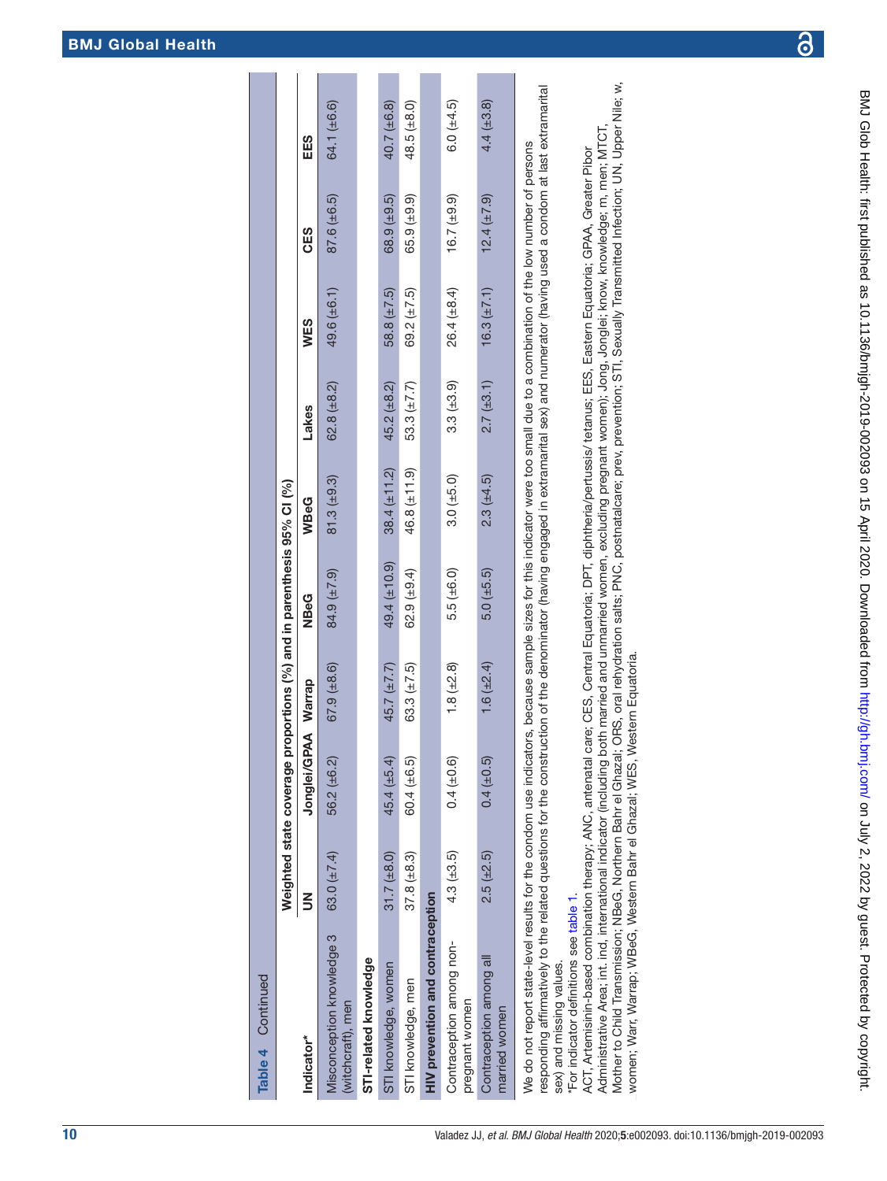Table 4 Continued

| Indicator* | Weighted state coverage proportions (%) and in parenthesis 95% CI (%) | | | | | | | | | |
|---|---|---|---|---|---|---|---|---|---|---|
| | UN | Jonglei/GPAA | Warrap | NBeG | WBeG | Lakes | WES | CES | EES |
| Misconception knowledge 3 (witchcraft), men | 63.0 (±7.4) | 56.2 (±6.2) | 67.9 (±8.6) | 84.9 (±7.9) | 81.3 (±9.3) | 62.8 (±8.2) | 49.6 (±6.1) | 87.6 (±6.5) | 64.1 (±6.6) |
| **STI-related knowledge** | | | | | | | | | |
| STI knowledge, women | 31.7 (±8.0) | 45.4 (±5.4) | 45.7 (±7.7) | 49.4 (±10.9) | 38.4 (±11.2) | 45.2 (±8.2) | 58.8 (±7.5) | 68.9 (±9.5) | 40.7 (±6.8) |
| STI knowledge, men | 37.8 (±8.3) | 60.4 (±6.5) | 63.3 (±7.5) | 62.9 (±9.4) | 46.8 (±11.9) | 53.3 (±7.7) | 69.2 (±7.5) | 65.9 (±9.9) | 48.5 (±8.0) |
| **HIV prevention and contraception** | | | | | | | | | |
| Contraception among non-pregnant women | 4.3 (±3.5) | 0.4 (±0.6) | 1.8 (±2.8) | 5.5 (±6.0) | 3.0 (±5.0) | 3.3 (±3.9) | 26.4 (±8.4) | 16.7 (±9.9) | 6.0 (±4.5) |
| Contraception among all married women | 2.5 (±2.5) | 0.4 (±0.5) | 1.6 (±2.4) | 5.0 (±5.5) | 2.3 (±4.5) | 2.7 (±3.1) | 16.3 (±7.1) | 12.4 (±7.9) | 4.4 (±3.8) |

We do not report state-level results for the condom use indicators, because sample sizes for this indicator were too small due to a combination of the low number of persons responding affirmatively to the related questions for the construction of the denominator (having engaged in extramarital sex) and numerator (having used a condom at last extramarital sex) and missing values.

*For indicator definitions see table 1.

ACT, Artemisinin-based combination therapy; ANC, antenatal care; CES, Central Equatoria; DPT, diphtheria/pertussis/ tetanus; EES, Eastern Equatoria; GPAA, Greater Pibor Administrative Area; int. ind, international indicator (including both married and unmarried women, excluding pregnant women); Jong, Jonglei; know, knowledge; m, men; MTCT, Mother to Child Transmission; NBeG, Northern Bahr el Ghazal; ORS, oral rehydration salts; PNC, postnatalcare; prev, prevention; STI, Sexually Transmitted Infection; UN, Upper Nile; w, women; Warr, Warrap; WBeG, Western Bahr el Ghazal; WES, Western Equatoria.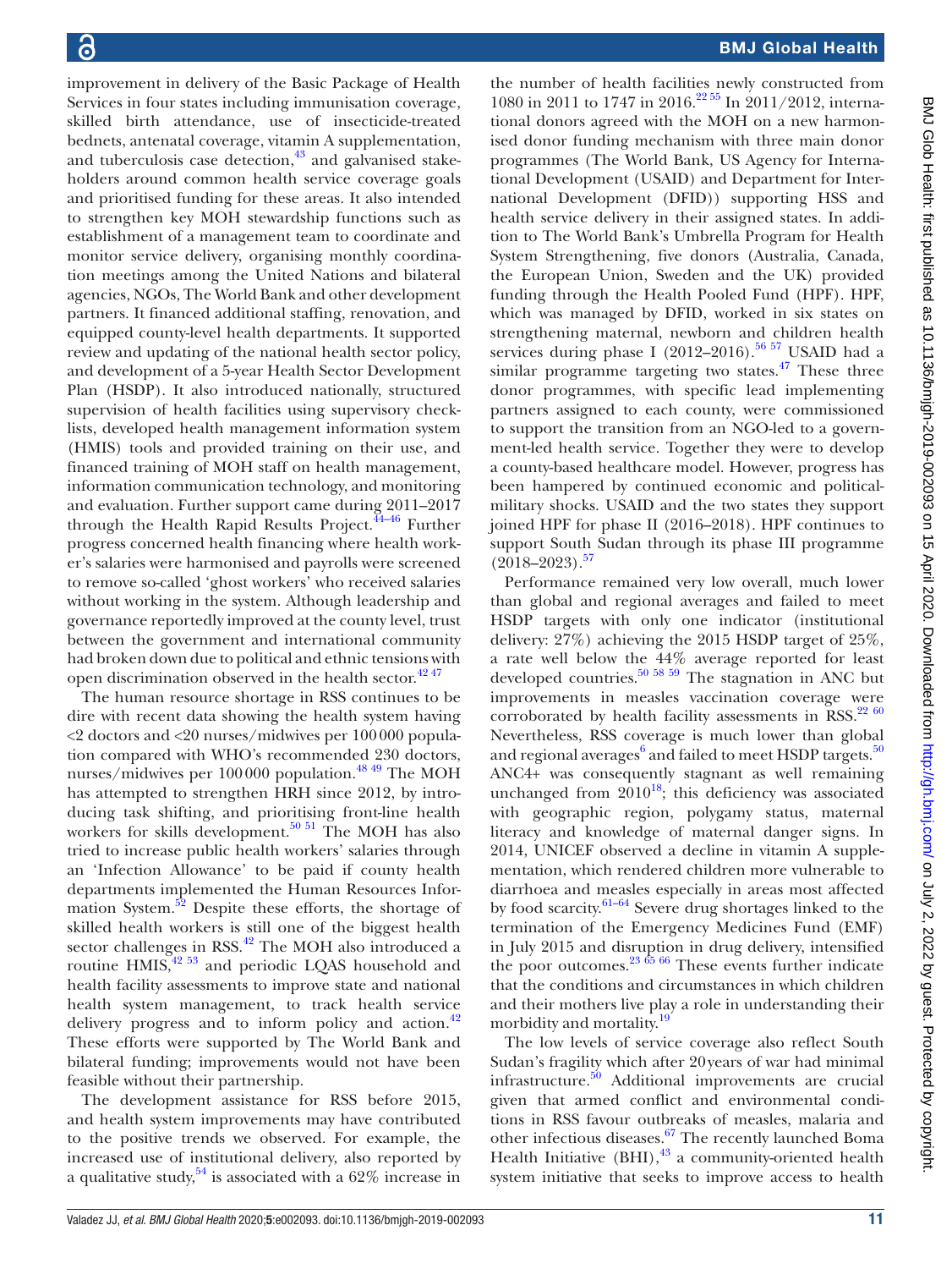improvement in delivery of the Basic Package of Health Services in four states including immunisation coverage, skilled birth attendance, use of insecticide-treated bednets, antenatal coverage, vitamin A supplementation, and tuberculosis case detection,[43] and galvanised stakeholders around common health service coverage goals and prioritised funding for these areas. It also intended to strengthen key MOH stewardship functions such as establishment of a management team to coordinate and monitor service delivery, organising monthly coordination meetings among the United Nations and bilateral agencies, NGOs, The World Bank and other development partners. It financed additional staffing, renovation, and equipped county-level health departments. It supported review and updating of the national health sector policy, and development of a 5-year Health Sector Development Plan (HSDP). It also introduced nationally, structured supervision of health facilities using supervisory checklists, developed health management information system (HMIS) tools and provided training on their use, and financed training of MOH staff on health management, information communication technology, and monitoring and evaluation. Further support came during 2011–2017 through the Health Rapid Results Project.[44–46] Further progress concerned health financing where health worker's salaries were harmonised and payrolls were screened to remove so-called 'ghost workers' who received salaries without working in the system. Although leadership and governance reportedly improved at the county level, trust between the government and international community had broken down due to political and ethnic tensions with open discrimination observed in the health sector.[42,47]

The human resource shortage in RSS continues to be dire with recent data showing the health system having <2 doctors and <20 nurses/midwives per 100 000 population compared with WHO's recommended 230 doctors, nurses/midwives per 100 000 population.[48,49] The MOH has attempted to strengthen HRH since 2012, by introducing task shifting, and prioritising front-line health workers for skills development.[50,51] The MOH has also tried to increase public health workers' salaries through an 'Infection Allowance' to be paid if county health departments implemented the Human Resources Information System.[52] Despite these efforts, the shortage of skilled health workers is still one of the biggest health sector challenges in RSS.[42] The MOH also introduced a routine HMIS,[42,53] and periodic LQAS household and health facility assessments to improve state and national health system management, to track health service delivery progress and to inform policy and action.[42] These efforts were supported by The World Bank and bilateral funding; improvements would not have been feasible without their partnership.

The development assistance for RSS before 2015, and health system improvements may have contributed to the positive trends we observed. For example, the increased use of institutional delivery, also reported by a qualitative study,[54] is associated with a 62% increase in the number of health facilities newly constructed from 1080 in 2011 to 1747 in 2016.[22,55] In 2011/2012, international donors agreed with the MOH on a new harmonised donor funding mechanism with three main donor programmes (The World Bank, US Agency for International Development (USAID) and Department for International Development (DFID)) supporting HSS and health service delivery in their assigned states. In addition to The World Bank's Umbrella Program for Health System Strengthening, five donors (Australia, Canada, the European Union, Sweden and the UK) provided funding through the Health Pooled Fund (HPF). HPF, which was managed by DFID, worked in six states on strengthening maternal, newborn and children health services during phase I (2012–2016).[56,57] USAID had a similar programme targeting two states.[47] These three donor programmes, with specific lead implementing partners assigned to each county, were commissioned to support the transition from an NGO-led to a government-led health service. Together they were to develop a county-based healthcare model. However, progress has been hampered by continued economic and political-military shocks. USAID and the two states they support joined HPF for phase II (2016–2018). HPF continues to support South Sudan through its phase III programme (2018–2023).[57]

Performance remained very low overall, much lower than global and regional averages and failed to meet HSDP targets with only one indicator (institutional delivery: 27%) achieving the 2015 HSDP target of 25%, a rate well below the 44% average reported for least developed countries.[50,58,59] The stagnation in ANC but improvements in measles vaccination coverage were corroborated by health facility assessments in RSS.[22,60] Nevertheless, RSS coverage is much lower than global and regional averages[6] and failed to meet HSDP targets.[50] ANC4+ was consequently stagnant as well remaining unchanged from 2010[18]; this deficiency was associated with geographic region, polygamy status, maternal literacy and knowledge of maternal danger signs. In 2014, UNICEF observed a decline in vitamin A supplementation, which rendered children more vulnerable to diarrhoea and measles especially in areas most affected by food scarcity.[61–64] Severe drug shortages linked to the termination of the Emergency Medicines Fund (EMF) in July 2015 and disruption in drug delivery, intensified the poor outcomes.[23,65,66] These events further indicate that the conditions and circumstances in which children and their mothers live play a role in understanding their morbidity and mortality.[19]

The low levels of service coverage also reflect South Sudan's fragility which after 20 years of war had minimal infrastructure.[50] Additional improvements are crucial given that armed conflict and environmental conditions in RSS favour outbreaks of measles, malaria and other infectious diseases.[67] The recently launched Boma Health Initiative (BHI),[43] a community-oriented health system initiative that seeks to improve access to health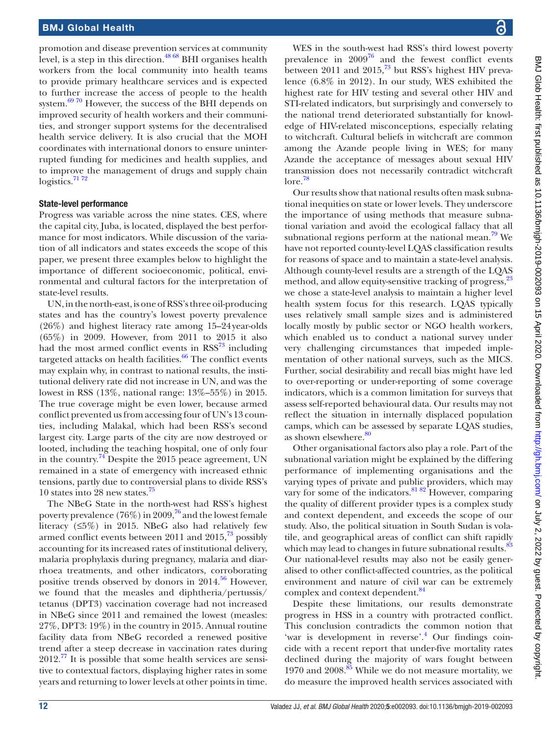promotion and disease prevention services at community level, is a step in this direction.[48 68] BHI organises health workers from the local community into health teams to provide primary healthcare services and is expected to further increase the access of people to the health system.[69 70] However, the success of the BHI depends on improved security of health workers and their communities, and stronger support systems for the decentralised health service delivery. It is also crucial that the MOH coordinates with international donors to ensure uninterrupted funding for medicines and health supplies, and to improve the management of drugs and supply chain logistics.[71 72]

### State-level performance

Progress was variable across the nine states. CES, where the capital city, Juba, is located, displayed the best performance for most indicators. While discussion of the variation of all indicators and states exceeds the scope of this paper, we present three examples below to highlight the importance of different socioeconomic, political, environmental and cultural factors for the interpretation of state-level results.

UN, in the north-east, is one of RSS's three oil-producing states and has the country's lowest poverty prevalence (26%) and highest literacy rate among 15–24year-olds (65%) in 2009. However, from 2011 to 2015 it also had the most armed conflict events in RSS[73] including targeted attacks on health facilities.[66] The conflict events may explain why, in contrast to national results, the institutional delivery rate did not increase in UN, and was the lowest in RSS (13%, national range: 13%–55%) in 2015. The true coverage might be even lower, because armed conflict prevented us from accessing four of UN's 13 counties, including Malakal, which had been RSS's second largest city. Large parts of the city are now destroyed or looted, including the teaching hospital, one of only four in the country.[74] Despite the 2015 peace agreement, UN remained in a state of emergency with increased ethnic tensions, partly due to controversial plans to divide RSS's 10 states into 28 new states.[75]

The NBeG State in the north-west had RSS's highest poverty prevalence (76%) in 2009,[76] and the lowest female literacy (≤5%) in 2015. NBeG also had relatively few armed conflict events between 2011 and 2015,[73] possibly accounting for its increased rates of institutional delivery, malaria prophylaxis during pregnancy, malaria and diarrhoea treatments, and other indicators, corroborating positive trends observed by donors in 2014.[56] However, we found that the measles and diphtheria/pertussis/tetanus (DPT3) vaccination coverage had not increased in NBeG since 2011 and remained the lowest (measles: 27%, DPT3: 19%) in the country in 2015. Annual routine facility data from NBeG recorded a renewed positive trend after a steep decrease in vaccination rates during 2012.[77] It is possible that some health services are sensitive to contextual factors, displaying higher rates in some years and returning to lower levels at other points in time.

WES in the south-west had RSS's third lowest poverty prevalence in 2009[76] and the fewest conflict events between 2011 and 2015,[73] but RSS's highest HIV prevalence (6.8% in 2012). In our study, WES exhibited the highest rate for HIV testing and several other HIV and STI-related indicators, but surprisingly and conversely to the national trend deteriorated substantially for knowledge of HIV-related misconceptions, especially relating to witchcraft. Cultural beliefs in witchcraft are common among the Azande people living in WES; for many Azande the acceptance of messages about sexual HIV transmission does not necessarily contradict witchcraft lore.[78]

Our results show that national results often mask subnational inequities on state or lower levels. They underscore the importance of using methods that measure subnational variation and avoid the ecological fallacy that all subnational regions perform at the national mean.[79] We have not reported county-level LQAS classification results for reasons of space and to maintain a state-level analysis. Although county-level results are a strength of the LQAS method, and allow equity-sensitive tracking of progress,[23] we chose a state-level analysis to maintain a higher level health system focus for this research. LQAS typically uses relatively small sample sizes and is administered locally mostly by public sector or NGO health workers, which enabled us to conduct a national survey under very challenging circumstances that impeded implementation of other national surveys, such as the MICS. Further, social desirability and recall bias might have led to over-reporting or under-reporting of some coverage indicators, which is a common limitation for surveys that assess self-reported behavioural data. Our results may not reflect the situation in internally displaced population camps, which can be assessed by separate LQAS studies, as shown elsewhere.[80]

Other organisational factors also play a role. Part of the subnational variation might be explained by the differing performance of implementing organisations and the varying types of private and public providers, which may vary for some of the indicators.[81 82] However, comparing the quality of different provider types is a complex study and context dependent, and exceeds the scope of our study. Also, the political situation in South Sudan is volatile, and geographical areas of conflict can shift rapidly which may lead to changes in future subnational results.[83] Our national-level results may also not be easily generalised to other conflict-affected countries, as the political environment and nature of civil war can be extremely complex and context dependent.[84]

Despite these limitations, our results demonstrate progress in HSS in a country with protracted conflict. This conclusion contradicts the common notion that 'war is development in reverse'.[4] Our findings coincide with a recent report that under-five mortality rates declined during the majority of wars fought between 1970 and 2008.[85] While we do not measure mortality, we do measure the improved health services associated with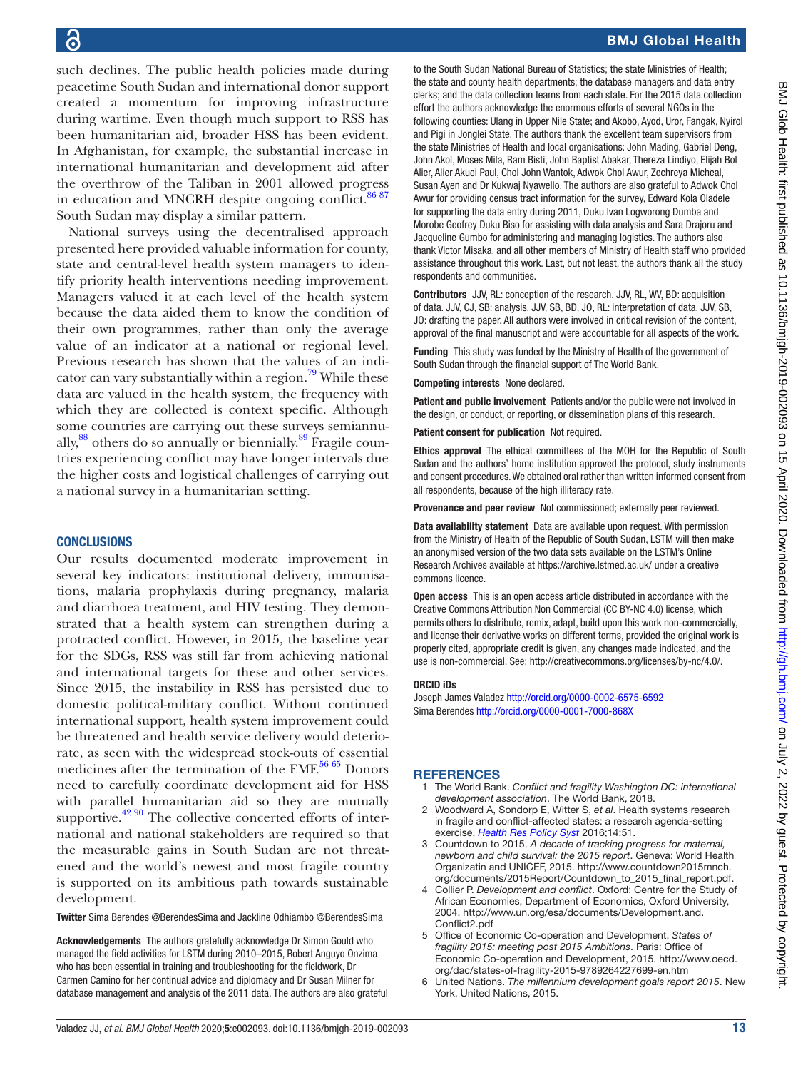such declines. The public health policies made during peacetime South Sudan and international donor support created a momentum for improving infrastructure during wartime. Even though much support to RSS has been humanitarian aid, broader HSS has been evident. In Afghanistan, for example, the substantial increase in international humanitarian and development aid after the overthrow of the Taliban in 2001 allowed progress in education and MNCRH despite ongoing conflict.[86 87] South Sudan may display a similar pattern.

National surveys using the decentralised approach presented here provided valuable information for county, state and central-level health system managers to identify priority health interventions needing improvement. Managers valued it at each level of the health system because the data aided them to know the condition of their own programmes, rather than only the average value of an indicator at a national or regional level. Previous research has shown that the values of an indicator can vary substantially within a region.[79] While these data are valued in the health system, the frequency with which they are collected is context specific. Although some countries are carrying out these surveys semiannually,[88] others do so annually or biennially.[89] Fragile countries experiencing conflict may have longer intervals due the higher costs and logistical challenges of carrying out a national survey in a humanitarian setting.

## CONCLUSIONS

Our results documented moderate improvement in several key indicators: institutional delivery, immunisations, malaria prophylaxis during pregnancy, malaria and diarrhoea treatment, and HIV testing. They demonstrated that a health system can strengthen during a protracted conflict. However, in 2015, the baseline year for the SDGs, RSS was still far from achieving national and international targets for these and other services. Since 2015, the instability in RSS has persisted due to domestic political-military conflict. Without continued international support, health system improvement could be threatened and health service delivery would deteriorate, as seen with the widespread stock-outs of essential medicines after the termination of the EMF.[56 65] Donors need to carefully coordinate development aid for HSS with parallel humanitarian aid so they are mutually supportive.[42 90] The collective concerted efforts of international and national stakeholders are required so that the measurable gains in South Sudan are not threatened and the world's newest and most fragile country is supported on its ambitious path towards sustainable development.

**Twitter** Sima Berendes @BerendesSima and Jackline Odhiambo @BerendesSima

**Acknowledgements** The authors gratefully acknowledge Dr Simon Gould who managed the field activities for LSTM during 2010–2015, Robert Anguyo Onzima who has been essential in training and troubleshooting for the fieldwork, Dr Carmen Camino for her continual advice and diplomacy and Dr Susan Milner for database management and analysis of the 2011 data. The authors are also grateful to the South Sudan National Bureau of Statistics; the state Ministries of Health; the state and county health departments; the database managers and data entry clerks; and the data collection teams from each state. For the 2015 data collection effort the authors acknowledge the enormous efforts of several NGOs in the following counties: Ulang in Upper Nile State; and Akobo, Ayod, Uror, Fangak, Nyirol and Pigi in Jonglei State. The authors thank the excellent team supervisors from the state Ministries of Health and local organisations: John Mading, Gabriel Deng, John Akol, Moses Mila, Ram Bisti, John Baptist Abakar, Thereza Lindiyo, Elijah Bol Alier, Alier Akuei Paul, Chol John Wantok, Adwok Chol Awur, Zechreya Micheal, Susan Ayen and Dr Kukwaj Nyawello. The authors are also grateful to Adwok Chol Awur for providing census tract information for the survey, Edward Kola Oladele for supporting the data entry during 2011, Duku Ivan Logworong Dumba and Morobe Geofrey Duku Biso for assisting with data analysis and Sara Drajoru and Jacqueline Gumbo for administering and managing logistics. The authors also thank Victor Misaka, and all other members of Ministry of Health staff who provided assistance throughout this work. Last, but not least, the authors thank all the study respondents and communities.

**Contributors** JJV, RL: conception of the research. JJV, RL, WV, BD: acquisition of data. JJV, CJ, SB: analysis. JJV, SB, BD, JO, RL: interpretation of data. JJV, SB, JO: drafting the paper. All authors were involved in critical revision of the content, approval of the final manuscript and were accountable for all aspects of the work.

**Funding** This study was funded by the Ministry of Health of the government of South Sudan through the financial support of The World Bank.

**Competing interests** None declared.

**Patient and public involvement** Patients and/or the public were not involved in the design, or conduct, or reporting, or dissemination plans of this research.

**Patient consent for publication** Not required.

**Ethics approval** The ethical committees of the MOH for the Republic of South Sudan and the authors' home institution approved the protocol, study instruments and consent procedures. We obtained oral rather than written informed consent from all respondents, because of the high illiteracy rate.

**Provenance and peer review** Not commissioned; externally peer reviewed.

**Data availability statement** Data are available upon request. With permission from the Ministry of Health of the Republic of South Sudan, LSTM will then make an anonymised version of the two data sets available on the LSTM's Online Research Archives available at https://archive.lstmed.ac.uk/ under a creative commons licence.

**Open access** This is an open access article distributed in accordance with the Creative Commons Attribution Non Commercial (CC BY-NC 4.0) license, which permits others to distribute, remix, adapt, build upon this work non-commercially, and license their derivative works on different terms, provided the original work is properly cited, appropriate credit is given, any changes made indicated, and the use is non-commercial. See: http://creativecommons.org/licenses/by-nc/4.0/.

#### ORCID iDs

Joseph James Valadez http://orcid.org/0000-0002-6575-6592
Sima Berendes http://orcid.org/0000-0001-7000-868X

## REFERENCES

1. The World Bank. *Conflict and fragility Washington DC: international development association*. The World Bank, 2018.
2. Woodward A, Sondorp E, Witter S, *et al*. Health systems research in fragile and conflict-affected states: a research agenda-setting exercise. *Health Res Policy Syst* 2016;14:51.
3. Countdown to 2015. *A decade of tracking progress for maternal, newborn and child survival: the 2015 report*. Geneva: World Health Organizatin and UNICEF, 2015. http://www.countdown2015mnch.org/documents/2015Report/Countdown_to_2015_final_report.pdf.
4. Collier P. *Development and conflict*. Oxford: Centre for the Study of African Economies, Department of Economics, Oxford University, 2004. http://www.un.org/esa/documents/Development.and.Conflict2.pdf
5. Office of Economic Co-operation and Development. *States of fragility 2015: meeting post 2015 Ambitions*. Paris: Office of Economic Co-operation and Development, 2015. http://www.oecd.org/dac/states-of-fragility-2015-9789264227699-en.htm
6. United Nations. *The millennium development goals report 2015*. New York, United Nations, 2015.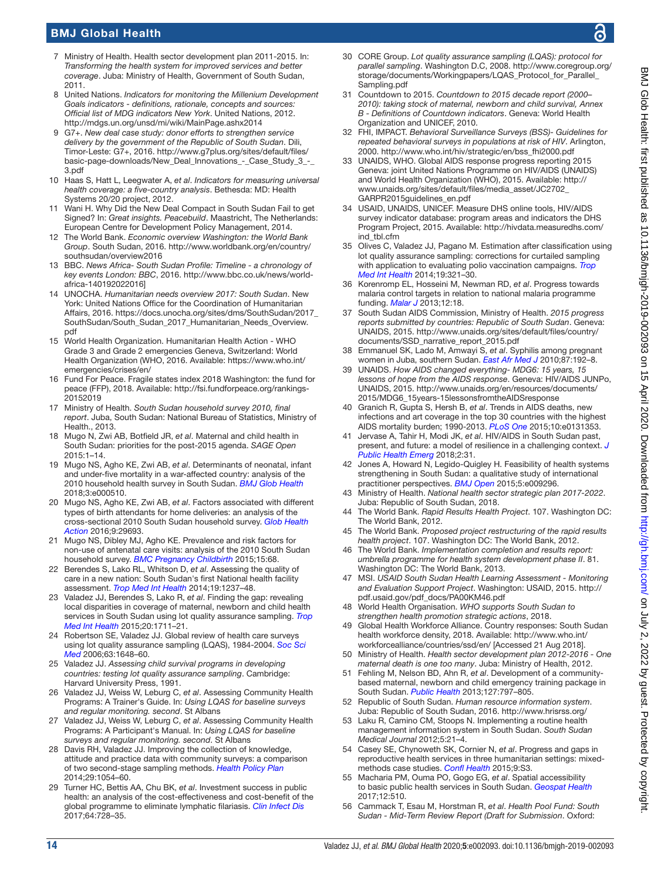7. Ministry of Health. Health sector development plan 2011-2015. In: *Transforming the health system for improved services and better coverage*. Juba: Ministry of Health, Government of South Sudan, 2011.
8. United Nations. *Indicators for monitoring the Millenium Development Goals indicators - definitions, rationale, concepts and sources: Official list of MDG indicators New York*. United Nations, 2012. http://mdgs.un.org/unsd/mi/wiki/MainPage.ashx2014
9. G7+. *New deal case study: donor efforts to strengthen service delivery by the government of the Republic of South Sudan*. Dili, Timor-Leste: G7+, 2016. http://www.g7plus.org/sites/default/files/basic-page-downloads/New_Deal_Innovations_-_Case_Study_3_-_3.pdf
10. Haas S, Hatt L, Leegwater A, *et al*. *Indicators for measuring universal health coverage: a five-country analysis*. Bethesda: MD: Health Systems 20/20 project, 2012.
11. Wani H. Why Did the New Deal Compact in South Sudan Fail to get Signed? In: *Great insights. Peacebuild*. Maastricht, The Netherlands: European Centre for Development Policy Management, 2014.
12. The World Bank. *Economic overview Washington: the World Bank Group*. South Sudan, 2016. http://www.worldbank.org/en/country/southsudan/overview2016
13. BBC. *News Africa- South Sudan Profile: Timeline - a chronology of key events London: BBC*, 2016. http://www.bbc.co.uk/news/world-africa-140192022016]
14. UNOCHA. *Humanitarian needs overview 2017: South Sudan*. New York: United Nations Office for the Coordination of Humanitarian Affairs, 2016. https://docs.unocha.org/sites/dms/SouthSudan/2017_SouthSudan/South_Sudan_2017_Humanitarian_Needs_Overview.pdf
15. World Health Organization. Humanitarian Health Action - WHO Grade 3 and Grade 2 emergencies Geneva, Switzerland: World Health Organization (WHO, 2016. Available: https://www.who.int/emergencies/crises/en/
16. Fund For Peace. Fragile states index 2018 Washington: the fund for peace (FFP), 2018. Available: http://fsi.fundforpeace.org/rankings-20152019
17. Ministry of Health. *South Sudan household survey 2010, final report*. Juba, South Sudan: National Bureau of Statistics, Ministry of Health., 2013.
18. Mugo N, Zwi AB, Botfield JR, *et al*. Maternal and child health in South Sudan: priorities for the post-2015 agenda. *SAGE Open* 2015:1–14.
19. Mugo NS, Agho KE, Zwi AB, *et al*. Determinants of neonatal, infant and under-five mortality in a war-affected country: analysis of the 2010 household health survey in South Sudan. *BMJ Glob Health* 2018;3:e000510.
20. Mugo NS, Agho KE, Zwi AB, *et al*. Factors associated with different types of birth attendants for home deliveries: an analysis of the cross-sectional 2010 South Sudan household survey. *Glob Health Action* 2016;9:29693.
21. Mugo NS, Dibley MJ, Agho KE. Prevalence and risk factors for non-use of antenatal care visits: analysis of the 2010 South Sudan household survey. *BMC Pregnancy Childbirth* 2015;15:68.
22. Berendes S, Lako RL, Whitson D, *et al*. Assessing the quality of care in a new nation: South Sudan's first National health facility assessment. *Trop Med Int Health* 2014;19:1237–48.
23. Valadez JJ, Berendes S, Lako R, *et al*. Finding the gap: revealing local disparities in coverage of maternal, newborn and child health services in South Sudan using lot quality assurance sampling. *Trop Med Int Health* 2015;20:1711–21.
24. Robertson SE, Valadez JJ. Global review of health care surveys using lot quality assurance sampling (LQAS), 1984-2004. *Soc Sci Med* 2006;63:1648–60.
25. Valadez JJ. *Assessing child survival programs in developing countries: testing lot quality assurance sampling*. Cambridge: Harvard University Press, 1991.
26. Valadez JJ, Weiss W, Leburg C, *et al*. Assessing Community Health Programs: A Trainer's Guide. In: *Using LQAS for baseline surveys and regular monitoring. second*. St Albans
27. Valadez JJ, Weiss W, Leburg C, *et al*. Assessing Community Health Programs: A Participant's Manual. In: *Using LQAS for baseline surveys and regular monitoring. second*. St Albans
28. Davis RH, Valadez JJ. Improving the collection of knowledge, attitude and practice data with community surveys: a comparison of two second-stage sampling methods. *Health Policy Plan* 2014;29:1054–60.
29. Turner HC, Bettis AA, Chu BK, *et al*. Investment success in public health: an analysis of the cost-effectiveness and cost-benefit of the global programme to eliminate lymphatic filariasis. *Clin Infect Dis* 2017;64:728–35.
30. CORE Group. *Lot quality assurance sampling (LQAS): protocol for parallel sampling*. Washington D.C, 2008. http://www.coregroup.org/storage/documents/Workingpapers/LQAS_Protocol_for_Parallel_Sampling.pdf
31. Countdown to 2015. *Countdown to 2015 decade report (2000–2010): taking stock of maternal, newborn and child survival, Annex B - Definitions of Countdown indicators*. Geneva: World Health Organization and UNICEF, 2010.
32. FHI, IMPACT. *Behavioral Surveillance Surveys (BSS)- Guidelines for repeated behavioral surveys in populations at risk of HIV*. Arlington, 2000. http://www.who.int/hiv/strategic/en/bss_fhi2000.pdf
33. UNAIDS, WHO. Global AIDS response progress reporting 2015 Geneva: joint United Nations Programme on HIV/AIDS (UNAIDS) and World Health Organization (WHO), 2015. Available: http://www.unaids.org/sites/default/files/media_asset/JC2702_GARPR2015guidelines_en.pdf
34. USAID, UNAIDS, UNICEF. Measure DHS online tools, HIV/AIDS survey indicator database: program areas and indicators the DHS Program Project, 2015. Available: http://hivdata.measuredhs.com/ind_tbl.cfm
35. Olives C, Valadez JJ, Pagano M. Estimation after classification using lot quality assurance sampling: corrections for curtailed sampling with application to evaluating polio vaccination campaigns. *Trop Med Int Health* 2014;19:321–30.
36. Korenromp EL, Hosseini M, Newman RD, *et al*. Progress towards malaria control targets in relation to national malaria programme funding. *Malar J* 2013;12:18.
37. South Sudan AIDS Commission, Ministry of Health. *2015 progress reports submitted by countries: Republic of South Sudan*. Geneva: UNAIDS, 2015. http://www.unaids.org/sites/default/files/country/documents/SSD_narrative_report_2015.pdf
38. Emmanuel SK, Lado M, Amwayi S, *et al*. Syphilis among pregnant women in Juba, southern Sudan. *East Afr Med J* 2010;87:192–8.
39. UNAIDS. *How AIDS changed everything- MDG6: 15 years, 15 lessons of hope from the AIDS response*. Geneva: HIV/AIDS JUNPo, UNAIDS, 2015. http://www.unaids.org/en/resources/documents/2015/MDG6_15years-15lessonsfromtheAIDSresponse
40. Granich R, Gupta S, Hersh B, *et al*. Trends in AIDS deaths, new infections and art coverage in the top 30 countries with the highest AIDS mortality burden; 1990-2013. *PLoS One* 2015;10:e0131353.
41. Jervase A, Tahir H, Modi JK, *et al*. HIV/AIDS in South Sudan past, present, and future: a model of resilience in a challenging context. *J Public Health Emerg* 2018;2:31.
42. Jones A, Howard N, Legido-Quigley H. Feasibility of health systems strengthening in South Sudan: a qualitative study of international practitioner perspectives. *BMJ Open* 2015;5:e009296.
43. Ministry of Health. *National health sector strategic plan 2017-2022*. Juba: Republic of South Sudan, 2018.
44. The World Bank. *Rapid Results Health Project*. 107. Washington DC: The World Bank, 2012.
45. The World Bank. *Proposed project restructuring of the rapid results health project*. 107. Washington DC: The World Bank, 2012.
46. The World Bank. *Implementation completion and results report: umbrella programme for health system development phase II*. 81. Washington DC: The World Bank, 2013.
47. MSI. *USAID South Sudan Health Learning Assessment - Monitoring and Evaluation Support Project*. Washington: USAID, 2015. http://pdf.usaid.gov/pdf_docs/PA00KM46.pdf
48. World Health Organisation. *WHO supports South Sudan to strengthen health promotion strategic actions*, 2018.
49. Global Health Workforce Alliance. Country responses: South Sudan health workforce density, 2018. Available: http://www.who.int/workforcealliance/countries/ssd/en/ [Accessed 21 Aug 2018].
50. Ministry of Health. *Health sector development plan 2012-2016 - One maternal death is one too many*. Juba: Ministry of Health, 2012.
51. Fehling M, Nelson BD, Ahn R, *et al*. Development of a community-based maternal, newborn and child emergency training package in South Sudan. *Public Health* 2013;127:797–805.
52. Republic of South Sudan. *Human resource information system*. Juba: Republic of South Sudan, 2016. http://www.hrisrss.org/
53. Laku R, Camino CM, Stoops N. Implementing a routine health management information system in South Sudan. *South Sudan Medical Journal* 2012;5:21–4.
54. Casey SE, Chynoweth SK, Cornier N, *et al*. Progress and gaps in reproductive health services in three humanitarian settings: mixed-methods case studies. *Confl Health* 2015;9:S3.
55. Macharia PM, Ouma PO, Gogo EG, *et al*. Spatial accessibility to basic public health services in South Sudan. *Geospat Health* 2017;12:510.
56. Cammack T, Esau M, Horstman R, *et al*. *Health Pool Fund: South Sudan - Mid-Term Review Report (Draft for Submission*. Oxford: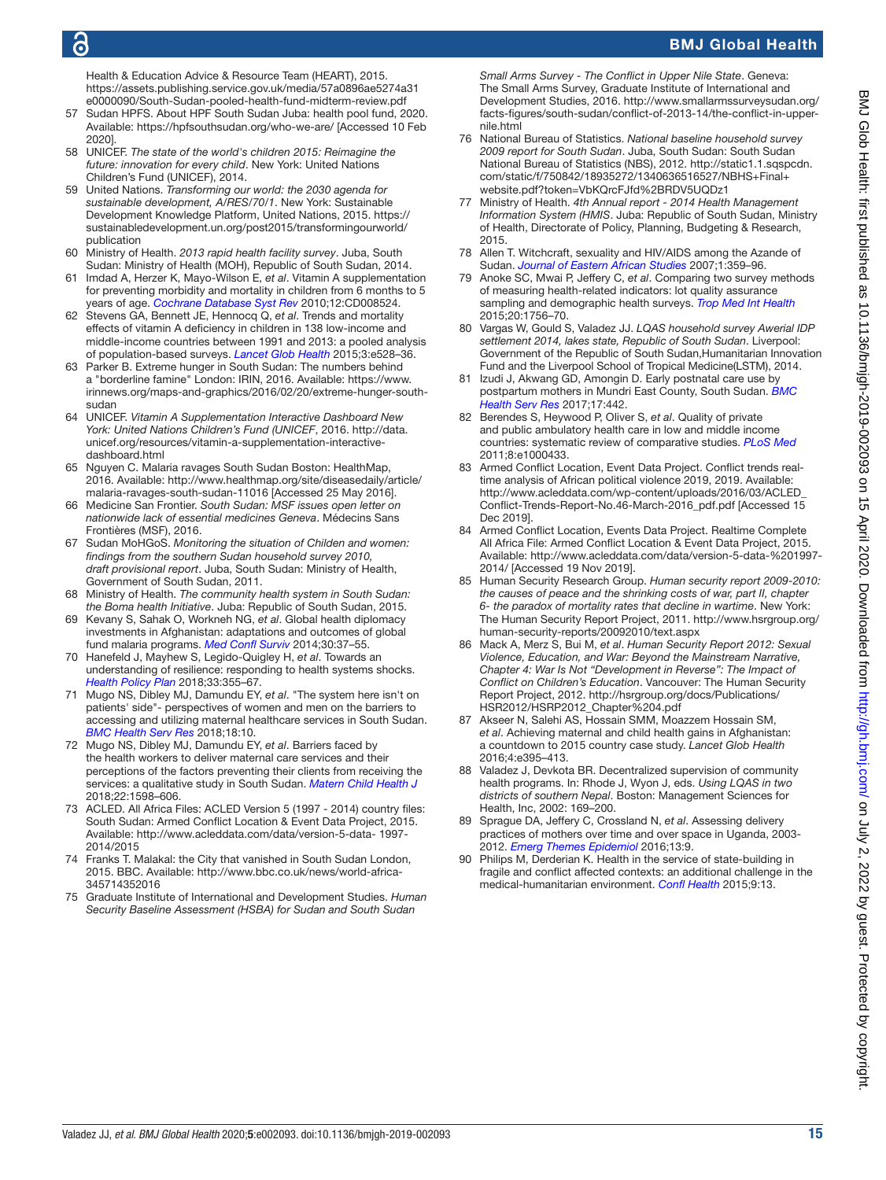Health & Education Advice & Resource Team (HEART), 2015. https://assets.publishing.service.gov.uk/media/57a0896ae5274a31e0000090/South-Sudan-pooled-health-fund-midterm-review.pdf

57 Sudan HPFS. About HPF South Sudan Juba: health pool fund, 2020. Available: https://hpfsouthsudan.org/who-we-are/ [Accessed 10 Feb 2020].

58 UNICEF. *The state of the world's children 2015: Reimagine the future: innovation for every child*. New York: United Nations Children's Fund (UNICEF), 2014.

59 United Nations. *Transforming our world: the 2030 agenda for sustainable development, A/RES/70/1*. New York: Sustainable Development Knowledge Platform, United Nations, 2015. https://sustainabledevelopment.un.org/post2015/transformingourworld/publication

60 Ministry of Health. *2013 rapid health facility survey*. Juba, South Sudan: Ministry of Health (MOH), Republic of South Sudan, 2014.

61 Imdad A, Herzer K, Mayo-Wilson E, *et al*. Vitamin A supplementation for preventing morbidity and mortality in children from 6 months to 5 years of age. *Cochrane Database Syst Rev* 2010;12:CD008524.

62 Stevens GA, Bennett JE, Hennocq Q, *et al*. Trends and mortality effects of vitamin A deficiency in children in 138 low-income and middle-income countries between 1991 and 2013: a pooled analysis of population-based surveys. *Lancet Glob Health* 2015;3:e528–36.

63 Parker B. Extreme hunger in South Sudan: The numbers behind a "borderline famine" London: IRIN, 2016. Available: https://www.irinnews.org/maps-and-graphics/2016/02/20/extreme-hunger-south-sudan

64 UNICEF. *Vitamin A Supplementation Interactive Dashboard New York: United Nations Children's Fund (UNICEF*, 2016. http://data.unicef.org/resources/vitamin-a-supplementation-interactive-dashboard.html

65 Nguyen C. Malaria ravages South Sudan Boston: HealthMap, 2016. Available: http://www.healthmap.org/site/diseasedaily/article/malaria-ravages-south-sudan-11016 [Accessed 25 May 2016].

66 Medicine San Frontier. *South Sudan: MSF issues open letter on nationwide lack of essential medicines Geneva*. Médecins Sans Frontières (MSF), 2016.

67 Sudan MoHGoS. *Monitoring the situation of Childen and women: findings from the southern Sudan household survey 2010, draft provisional report*. Juba, South Sudan: Ministry of Health, Government of South Sudan, 2011.

68 Ministry of Health. *The community health system in South Sudan: the Boma health Initiative*. Juba: Republic of South Sudan, 2015.

69 Kevany S, Sahak O, Workneh NG, *et al*. Global health diplomacy investments in Afghanistan: adaptations and outcomes of global fund malaria programs. *Med Confl Surviv* 2014;30:37–55.

70 Hanefeld J, Mayhew S, Legido-Quigley H, *et al*. Towards an understanding of resilience: responding to health systems shocks. *Health Policy Plan* 2018;33:355–67.

71 Mugo NS, Dibley MJ, Damundu EY, *et al*. "The system here isn't on patients' side"- perspectives of women and men on the barriers to accessing and utilizing maternal healthcare services in South Sudan. *BMC Health Serv Res* 2018;18:10.

72 Mugo NS, Dibley MJ, Damundu EY, *et al*. Barriers faced by the health workers to deliver maternal care services and their perceptions of the factors preventing their clients from receiving the services: a qualitative study in South Sudan. *Matern Child Health J* 2018;22:1598–606.

73 ACLED. All Africa Files: ACLED Version 5 (1997 - 2014) country files: South Sudan: Armed Conflict Location & Event Data Project, 2015. Available: http://www.acleddata.com/data/version-5-data- 1997-2014/2015

74 Franks T. Malakal: the City that vanished in South Sudan London, 2015. BBC. Available: http://www.bbc.co.uk/news/world-africa-345714352016

75 Graduate Institute of International and Development Studies. *Human Security Baseline Assessment (HSBA) for Sudan and South Sudan Small Arms Survey - The Conflict in Upper Nile State*. Geneva: The Small Arms Survey, Graduate Institute of International and Development Studies, 2016. http://www.smallarmssurveysudan.org/facts-figures/south-sudan/conflict-of-2013-14/the-conflict-in-upper-nile.html

76 National Bureau of Statistics. *National baseline household survey 2009 report for South Sudan*. Juba, South Sudan: South Sudan National Bureau of Statistics (NBS), 2012. http://static1.1.sqspcdn.com/static/f/750842/18935272/1340636516527/NBHS+Final+website.pdf?token=VbKQrcFJfd%2BRDV5UQDz1

77 Ministry of Health. *4th Annual report - 2014 Health Management Information System (HMIS*. Juba: Republic of South Sudan, Ministry of Health, Directorate of Policy, Planning, Budgeting & Research, 2015.

78 Allen T. Witchcraft, sexuality and HIV/AIDS among the Azande of Sudan. *Journal of Eastern African Studies* 2007;1:359–96.

79 Anoke SC, Mwai P, Jeffery C, *et al*. Comparing two survey methods of measuring health-related indicators: lot quality assurance sampling and demographic health surveys. *Trop Med Int Health* 2015;20:1756–70.

80 Vargas W, Gould S, Valadez JJ. *LQAS household survey Awerial IDP settlement 2014, lakes state, Republic of South Sudan*. Liverpool: Government of the Republic of South Sudan,Humanitarian Innovation Fund and the Liverpool School of Tropical Medicine(LSTM), 2014.

81 Izudi J, Akwang GD, Amongin D. Early postnatal care use by postpartum mothers in Mundri East County, South Sudan. *BMC Health Serv Res* 2017;17:442.

82 Berendes S, Heywood P, Oliver S, *et al*. Quality of private and public ambulatory health care in low and middle income countries: systematic review of comparative studies. *PLoS Med* 2011;8:e1000433.

83 Armed Conflict Location, Event Data Project. Conflict trends real-time analysis of African political violence 2019, 2019. Available: http://www.acleddata.com/wp-content/uploads/2016/03/ACLED_Conflict-Trends-Report-No.46-March-2016_pdf.pdf [Accessed 15 Dec 2019].

84 Armed Conflict Location, Events Data Project. Realtime Complete All Africa File: Armed Conflict Location & Event Data Project, 2015. Available: http://www.acleddata.com/data/version-5-data-%201997-2014/ [Accessed 19 Nov 2019].

85 Human Security Research Group. *Human security report 2009-2010: the causes of peace and the shrinking costs of war, part II, chapter 6- the paradox of mortality rates that decline in wartime*. New York: The Human Security Report Project, 2011. http://www.hsrgroup.org/human-security-reports/20092010/text.aspx

86 Mack A, Merz S, Bui M, *et al*. *Human Security Report 2012: Sexual Violence, Education, and War: Beyond the Mainstream Narrative, Chapter 4: War Is Not "Development in Reverse": The Impact of Conflict on Children's Education*. Vancouver: The Human Security Report Project, 2012. http://hsrgroup.org/docs/Publications/HSR2012/HSRP2012_Chapter%204.pdf

87 Akseer N, Salehi AS, Hossain SMM, Moazzem Hossain SM, *et al*. Achieving maternal and child health gains in Afghanistan: a countdown to 2015 country case study. *Lancet Glob Health* 2016;4:e395–413.

88 Valadez J, Devkota BR. Decentralized supervision of community health programs. In: Rhode J, Wyon J, eds. *Using LQAS in two districts of southern Nepal*. Boston: Management Sciences for Health, Inc, 2002: 169–200.

89 Sprague DA, Jeffery C, Crossland N, *et al*. Assessing delivery practices of mothers over time and over space in Uganda, 2003-2012. *Emerg Themes Epidemiol* 2016;13:9.

90 Philips M, Derderian K. Health in the service of state-building in fragile and conflict affected contexts: an additional challenge in the medical-humanitarian environment. *Confl Health* 2015;9:13.